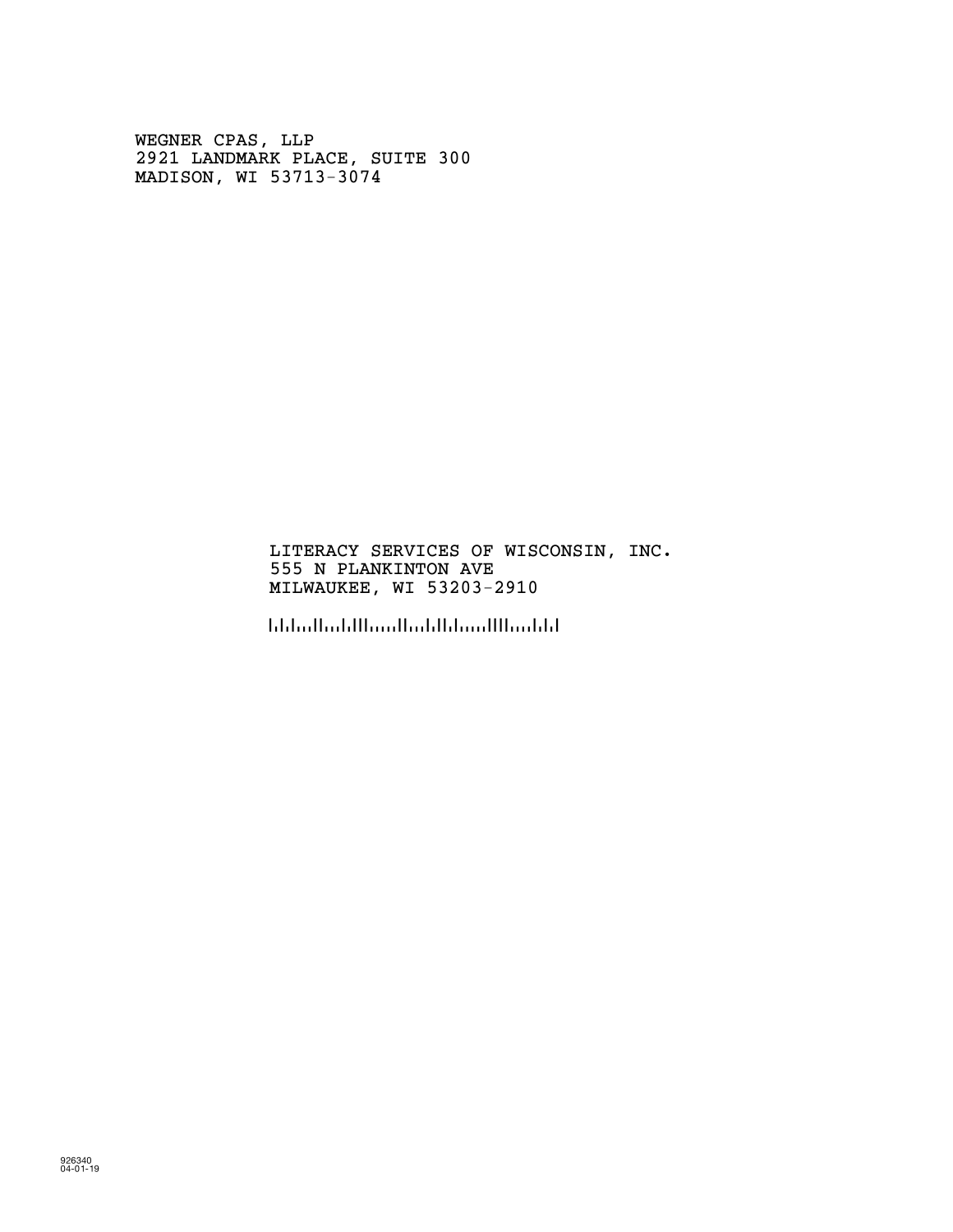WEGNER CPAS, LLP
2921 LANDMARK PLACE, SUITE 300
MADISON, WI 53713-3074

LITERACY SERVICES OF WISCONSIN, INC.
555 N PLANKINTON AVE
MILWAUKEE, WI 53203-2910

926340
04-01-19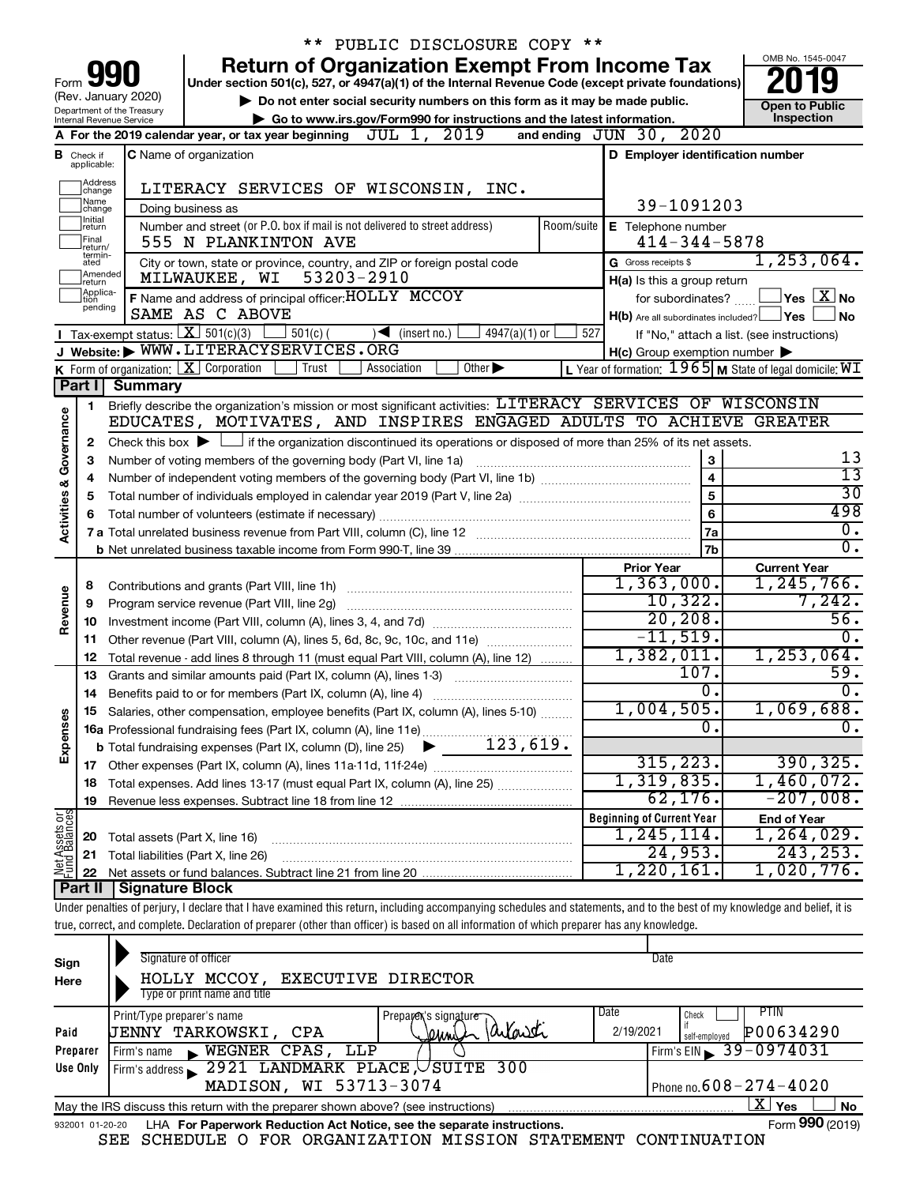\*\* PUBLIC DISCLOSURE COPY \*\*

# Form 990 — Return of Organization Exempt From Income Tax (2019)

Under section 501(c), 527, or 4947(a)(1) of the Internal Revenue Code (except private foundations)

(Rev. January 2020) Department of the Treasury Internal Revenue Service

▶ Do not enter social security numbers on this form as it may be made public.

▶ Go to www.irs.gov/Form990 for instructions and the latest information.

OMB No. 1545-0047 — **Open to Public Inspection**

**A** For the 2019 calendar year, or tax year beginning JUL 1, 2019 and ending JUN 30, 2020

**B** Check if applicable: Address change, Name change, Initial return, Final return/terminated, Amended return, Application pending

**C** Name of organization: LITERACY SERVICES OF WISCONSIN, INC.

Doing business as

Number and street (or P.O. box if mail is not delivered to street address): 555 N PLANKINTON AVE — Room/suite

City or town, state or province, country, and ZIP or foreign postal code: MILWAUKEE, WI 53203-2910

**D** Employer identification number: 39-1091203

**E** Telephone number: 414-344-5878

**G** Gross receipts $ 1,253,064.

**F** Name and address of principal officer: HOLLY MCCOY, SAME AS C ABOVE

**H(a)** Is this a group return for subordinates? ☐ Yes ☒ No

**H(b)** Are all subordinates included? ☐ Yes ☐ No — If "No," attach a list. (see instructions)

**H(c)** Group exemption number ▶

**I** Tax-exempt status: ☒ 501(c)(3) ☐ 501(c) ( ) ◀ (insert no.) ☐ 4947(a)(1) or ☐ 527

**J** Website: ▶ WWW.LITERACYSERVICES.ORG

**K** Form of organization: ☒ Corporation ☐ Trust ☐ Association ☐ Other ▶

**L** Year of formation: 1965 **M** State of legal domicile: WI

## Part I Summary

**Activities & Governance**

1. Briefly describe the organization's mission or most significant activities: LITERACY SERVICES OF WISCONSIN EDUCATES, MOTIVATES, AND INSPIRES ENGAGED ADULTS TO ACHIEVE GREATER
2. Check this box ▶ ☐ if the organization discontinued its operations or disposed of more than 25% of its net assets.

| Line | Description | | Value |
|---|---|---|---|
| 3 | Number of voting members of the governing body (Part VI, line 1a) | 3 | 13 |
| 4 | Number of independent voting members of the governing body (Part VI, line 1b) | 4 | 13 |
| 5 | Total number of individuals employed in calendar year 2019 (Part V, line 2a) | 5 | 30 |
| 6 | Total number of volunteers (estimate if necessary) | 6 | 498 |
| 7a | Total unrelated business revenue from Part VIII, column (C), line 12 | 7a | 0. |
| 7b | Net unrelated business taxable income from Form 990-T, line 39 | 7b | 0. |

| Line | Description | Prior Year | Current Year |
|---|---|---|---|
| **Revenue** | | | |
| 8 | Contributions and grants (Part VIII, line 1h) | 1,363,000. | 1,245,766. |
| 9 | Program service revenue (Part VIII, line 2g) | 10,322. | 7,242. |
| 10 | Investment income (Part VIII, column (A), lines 3, 4, and 7d) | 20,208. | 56. |
| 11 | Other revenue (Part VIII, column (A), lines 5, 6d, 8c, 9c, 10c, and 11e) | -11,519. | 0. |
| 12 | Total revenue - add lines 8 through 11 (must equal Part VIII, column (A), line 12) | 1,382,011. | 1,253,064. |
| **Expenses** | | | |
| 13 | Grants and similar amounts paid (Part IX, column (A), lines 1-3) | 107. | 59. |
| 14 | Benefits paid to or for members (Part IX, column (A), line 4) | 0. | 0. |
| 15 | Salaries, other compensation, employee benefits (Part IX, column (A), lines 5-10) | 1,004,505. | 1,069,688. |
| 16a | Professional fundraising fees (Part IX, column (A), line 11e) | 0. | 0. |
| b | Total fundraising expenses (Part IX, column (D), line 25) ▶ 123,619. | | |
| 17 | Other expenses (Part IX, column (A), lines 11a-11d, 11f-24e) | 315,223. | 390,325. |
| 18 | Total expenses. Add lines 13-17 (must equal Part IX, column (A), line 25) | 1,319,835. | 1,460,072. |
| 19 | Revenue less expenses. Subtract line 18 from line 12 | 62,176. | -207,008. |

| Line | Net Assets or Fund Balances | Beginning of Current Year | End of Year |
|---|---|---|---|
| 20 | Total assets (Part X, line 16) | 1,245,114. | 1,264,029. |
| 21 | Total liabilities (Part X, line 26) | 24,953. | 243,253. |
| 22 | Net assets or fund balances. Subtract line 21 from line 20 | 1,220,161. | 1,020,776. |

## Part II Signature Block

Under penalties of perjury, I declare that I have examined this return, including accompanying schedules and statements, and to the best of my knowledge and belief, it is true, correct, and complete. Declaration of preparer (other than officer) is based on all information of which preparer has any knowledge.

**Sign Here**

Signature of officer — Date

HOLLY MCCOY, EXECUTIVE DIRECTOR

Type or print name and title

**Paid Preparer Use Only**

| Print/Type preparer's name | Preparer's signature | Date | Check if self-employed | PTIN |
|---|---|---|---|---|
| JENNY TARKOWSKI, CPA | Jenny Tarkowski | 2/19/2021 | ☐ | P00634290 |

Firm's name ▶ WEGNER CPAS, LLP — Firm's EIN ▶ 39-0974031

Firm's address ▶ 2921 LANDMARK PLACE, SUITE 300, MADISON, WI 53713-3074 — Phone no. 608-274-4020

May the IRS discuss this return with the preparer shown above? (see instructions) ☒ Yes ☐ No

932001 01-20-20 LHA For Paperwork Reduction Act Notice, see the separate instructions. Form **990** (2019)

SEE SCHEDULE O FOR ORGANIZATION MISSION STATEMENT CONTINUATION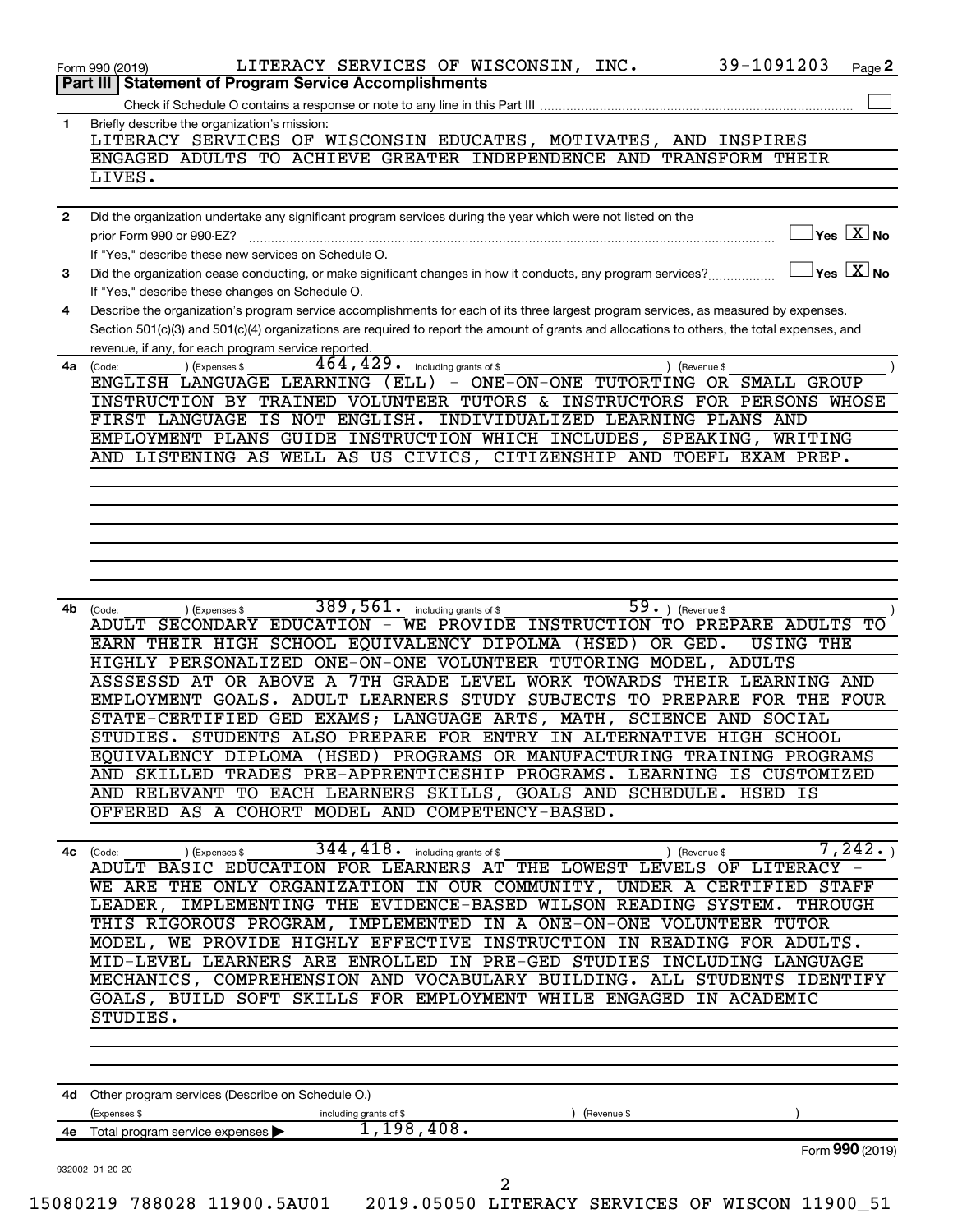Form 990 (2019) LITERACY SERVICES OF WISCONSIN, INC. 39-1091203 Page **2**

**Part III | Statement of Program Service Accomplishments**

Check if Schedule O contains a response or note to any line in this Part III ☐

**1** Briefly describe the organization's mission:

LITERACY SERVICES OF WISCONSIN EDUCATES, MOTIVATES, AND INSPIRES ENGAGED ADULTS TO ACHIEVE GREATER INDEPENDENCE AND TRANSFORM THEIR LIVES.

**2** Did the organization undertake any significant program services during the year which were not listed on the prior Form 990 or 990-EZ? ☐ Yes ☒ No

If "Yes," describe these new services on Schedule O.

**3** Did the organization cease conducting, or make significant changes in how it conducts, any program services? ☐ Yes ☒ No

If "Yes," describe these changes on Schedule O.

**4** Describe the organization's program service accomplishments for each of its three largest program services, as measured by expenses. Section 501(c)(3) and 501(c)(4) organizations are required to report the amount of grants and allocations to others, the total expenses, and revenue, if any, for each program service reported.

**4a** (Code: ) (Expenses $ 464,429. including grants of $ ) (Revenue $ )

ENGLISH LANGUAGE LEARNING (ELL) - ONE-ON-ONE TUTORTING OR SMALL GROUP INSTRUCTION BY TRAINED VOLUNTEER TUTORS & INSTRUCTORS FOR PERSONS WHOSE FIRST LANGUAGE IS NOT ENGLISH. INDIVIDUALIZED LEARNING PLANS AND EMPLOYMENT PLANS GUIDE INSTRUCTION WHICH INCLUDES, SPEAKING, WRITING AND LISTENING AS WELL AS US CIVICS, CITIZENSHIP AND TOEFL EXAM PREP.

**4b** (Code: ) (Expenses $ 389,561. including grants of $ ) (Revenue $ 59.)

ADULT SECONDARY EDUCATION - WE PROVIDE INSTRUCTION TO PREPARE ADULTS TO EARN THEIR HIGH SCHOOL EQUIVALENCY DIPOLMA (HSED) OR GED. USING THE HIGHLY PERSONALIZED ONE-ON-ONE VOLUNTEER TUTORING MODEL, ADULTS ASSSESSD AT OR ABOVE A 7TH GRADE LEVEL WORK TOWARDS THEIR LEARNING AND EMPLOYMENT GOALS. ADULT LEARNERS STUDY SUBJECTS TO PREPARE FOR THE FOUR STATE-CERTIFIED GED EXAMS; LANGUAGE ARTS, MATH, SCIENCE AND SOCIAL STUDIES. STUDENTS ALSO PREPARE FOR ENTRY IN ALTERNATIVE HIGH SCHOOL EQUIVALENCY DIPLOMA (HSED) PROGRAMS OR MANUFACTURING TRAINING PROGRAMS AND SKILLED TRADES PRE-APPRENTICESHIP PROGRAMS. LEARNING IS CUSTOMIZED AND RELEVANT TO EACH LEARNERS SKILLS, GOALS AND SCHEDULE. HSED IS OFFERED AS A COHORT MODEL AND COMPETENCY-BASED.

**4c** (Code: ) (Expenses $ 344,418. including grants of $ ) (Revenue $ 7,242.)

ADULT BASIC EDUCATION FOR LEARNERS AT THE LOWEST LEVELS OF LITERACY - WE ARE THE ONLY ORGANIZATION IN OUR COMMUNITY, UNDER A CERTIFIED STAFF LEADER, IMPLEMENTING THE EVIDENCE-BASED WILSON READING SYSTEM. THROUGH THIS RIGOROUS PROGRAM, IMPLEMENTED IN A ONE-ON-ONE VOLUNTEER TUTOR MODEL, WE PROVIDE HIGHLY EFFECTIVE INSTRUCTION IN READING FOR ADULTS. MID-LEVEL LEARNERS ARE ENROLLED IN PRE-GED STUDIES INCLUDING LANGUAGE MECHANICS, COMPREHENSION AND VOCABULARY BUILDING. ALL STUDENTS IDENTIFY GOALS, BUILD SOFT SKILLS FOR EMPLOYMENT WHILE ENGAGED IN ACADEMIC STUDIES.

**4d** Other program services (Describe on Schedule O.)

(Expenses $ including grants of $ ) (Revenue $ )

**4e** Total program service expenses ▶ 1,198,408.

Form **990** (2019)

932002 01-20-20

15080219 788028 11900.5AU01 2019.05050 LITERACY SERVICES OF WISCON 11900_51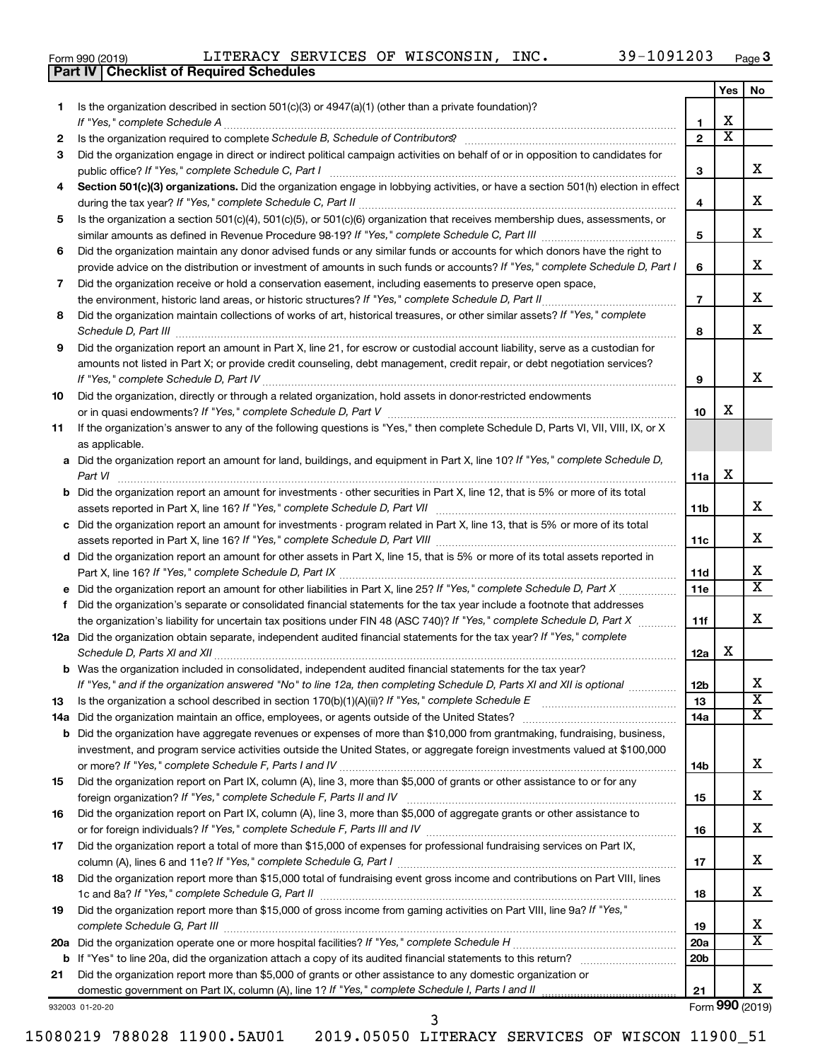Form 990 (2019) LITERACY SERVICES OF WISCONSIN, INC. 39-1091203 Page 3

**Part IV | Checklist of Required Schedules**

| | | | Yes | No |
|---|---|---|---|---|
| 1 | Is the organization described in section 501(c)(3) or 4947(a)(1) (other than a private foundation)? *If "Yes," complete Schedule A* | 1 | X | |
| 2 | Is the organization required to complete *Schedule B, Schedule of Contributors*? | 2 | X | |
| 3 | Did the organization engage in direct or indirect political campaign activities on behalf of or in opposition to candidates for public office? *If "Yes," complete Schedule C, Part I* | 3 | | X |
| 4 | **Section 501(c)(3) organizations.** Did the organization engage in lobbying activities, or have a section 501(h) election in effect during the tax year? *If "Yes," complete Schedule C, Part II* | 4 | | X |
| 5 | Is the organization a section 501(c)(4), 501(c)(5), or 501(c)(6) organization that receives membership dues, assessments, or similar amounts as defined in Revenue Procedure 98-19? *If "Yes," complete Schedule C, Part III* | 5 | | X |
| 6 | Did the organization maintain any donor advised funds or any similar funds or accounts for which donors have the right to provide advice on the distribution or investment of amounts in such funds or accounts? *If "Yes," complete Schedule D, Part I* | 6 | | X |
| 7 | Did the organization receive or hold a conservation easement, including easements to preserve open space, the environment, historic land areas, or historic structures? *If "Yes," complete Schedule D, Part II* | 7 | | X |
| 8 | Did the organization maintain collections of works of art, historical treasures, or other similar assets? *If "Yes," complete Schedule D, Part III* | 8 | | X |
| 9 | Did the organization report an amount in Part X, line 21, for escrow or custodial account liability, serve as a custodian for amounts not listed in Part X; or provide credit counseling, debt management, credit repair, or debt negotiation services? *If "Yes," complete Schedule D, Part IV* | 9 | | X |
| 10 | Did the organization, directly or through a related organization, hold assets in donor-restricted endowments or in quasi endowments? *If "Yes," complete Schedule D, Part V* | 10 | X | |
| 11 | If the organization's answer to any of the following questions is "Yes," then complete Schedule D, Parts VI, VII, VIII, IX, or X as applicable. | | | |
| a | Did the organization report an amount for land, buildings, and equipment in Part X, line 10? *If "Yes," complete Schedule D, Part VI* | 11a | X | |
| b | Did the organization report an amount for investments - other securities in Part X, line 12, that is 5% or more of its total assets reported in Part X, line 16? *If "Yes," complete Schedule D, Part VII* | 11b | | X |
| c | Did the organization report an amount for investments - program related in Part X, line 13, that is 5% or more of its total assets reported in Part X, line 16? *If "Yes," complete Schedule D, Part VIII* | 11c | | X |
| d | Did the organization report an amount for other assets in Part X, line 15, that is 5% or more of its total assets reported in Part X, line 16? *If "Yes," complete Schedule D, Part IX* | 11d | | X |
| e | Did the organization report an amount for other liabilities in Part X, line 25? *If "Yes," complete Schedule D, Part X* | 11e | | X |
| f | Did the organization's separate or consolidated financial statements for the tax year include a footnote that addresses the organization's liability for uncertain tax positions under FIN 48 (ASC 740)? *If "Yes," complete Schedule D, Part X* | 11f | | X |
| 12a | Did the organization obtain separate, independent audited financial statements for the tax year? *If "Yes," complete Schedule D, Parts XI and XII* | 12a | X | |
| b | Was the organization included in consolidated, independent audited financial statements for the tax year? *If "Yes," and if the organization answered "No" to line 12a, then completing Schedule D, Parts XI and XII is optional* | 12b | | X |
| 13 | Is the organization a school described in section 170(b)(1)(A)(ii)? *If "Yes," complete Schedule E* | 13 | | X |
| 14a | Did the organization maintain an office, employees, or agents outside of the United States? | 14a | | X |
| b | Did the organization have aggregate revenues or expenses of more than $10,000 from grantmaking, fundraising, business, investment, and program service activities outside the United States, or aggregate foreign investments valued at $100,000 or more? *If "Yes," complete Schedule F, Parts I and IV* | 14b | | X |
| 15 | Did the organization report on Part IX, column (A), line 3, more than $5,000 of grants or other assistance to or for any foreign organization? *If "Yes," complete Schedule F, Parts II and IV* | 15 | | X |
| 16 | Did the organization report on Part IX, column (A), line 3, more than $5,000 of aggregate grants or other assistance to or for foreign individuals? *If "Yes," complete Schedule F, Parts III and IV* | 16 | | X |
| 17 | Did the organization report a total of more than $15,000 of expenses for professional fundraising services on Part IX, column (A), lines 6 and 11e? *If "Yes," complete Schedule G, Part I* | 17 | | X |
| 18 | Did the organization report more than $15,000 total of fundraising event gross income and contributions on Part VIII, lines 1c and 8a? *If "Yes," complete Schedule G, Part II* | 18 | | X |
| 19 | Did the organization report more than $15,000 of gross income from gaming activities on Part VIII, line 9a? *If "Yes," complete Schedule G, Part III* | 19 | | X |
| 20a | Did the organization operate one or more hospital facilities? *If "Yes," complete Schedule H* | 20a | | X |
| b | If "Yes" to line 20a, did the organization attach a copy of its audited financial statements to this return? | 20b | | |
| 21 | Did the organization report more than $5,000 of grants or other assistance to any domestic organization or domestic government on Part IX, column (A), line 1? *If "Yes," complete Schedule I, Parts I and II* | 21 | | X |

932003 01-20-20 Form **990** (2019)

15080219 788028 11900.5AU01 2019.05050 LITERACY SERVICES OF WISCON 11900_51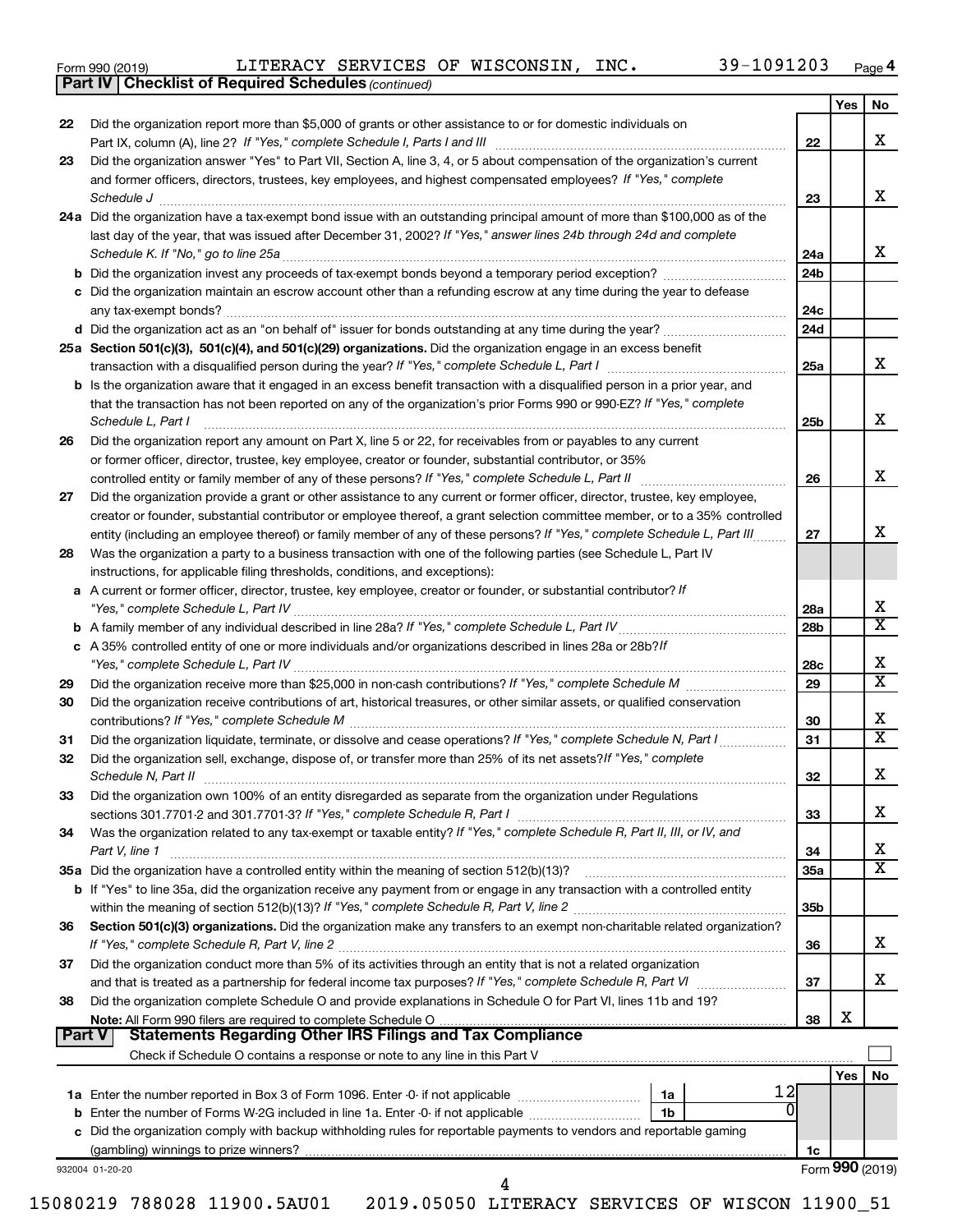Form 990 (2019) LITERACY SERVICES OF WISCONSIN, INC. 39-1091203 Page 4

## Part IV Checklist of Required Schedules *(continued)*

| | | | Yes | No |
|---|---|---|---|---|
| 22 | Did the organization report more than $5,000 of grants or other assistance to or for domestic individuals on Part IX, column (A), line 2? *If "Yes," complete Schedule I, Parts I and III* | 22 | | X |
| 23 | Did the organization answer "Yes" to Part VII, Section A, line 3, 4, or 5 about compensation of the organization's current and former officers, directors, trustees, key employees, and highest compensated employees? *If "Yes," complete Schedule J* | 23 | | X |
| 24a | Did the organization have a tax-exempt bond issue with an outstanding principal amount of more than $100,000 as of the last day of the year, that was issued after December 31, 2002? *If "Yes," answer lines 24b through 24d and complete Schedule K. If "No," go to line 25a* | 24a | | X |
| b | Did the organization invest any proceeds of tax-exempt bonds beyond a temporary period exception? | 24b | | |
| c | Did the organization maintain an escrow account other than a refunding escrow at any time during the year to defease any tax-exempt bonds? | 24c | | |
| d | Did the organization act as an "on behalf of" issuer for bonds outstanding at any time during the year? | 24d | | |
| 25a | **Section 501(c)(3), 501(c)(4), and 501(c)(29) organizations.** Did the organization engage in an excess benefit transaction with a disqualified person during the year? *If "Yes," complete Schedule L, Part I* | 25a | | X |
| b | Is the organization aware that it engaged in an excess benefit transaction with a disqualified person in a prior year, and that the transaction has not been reported on any of the organization's prior Forms 990 or 990-EZ? *If "Yes," complete Schedule L, Part I* | 25b | | X |
| 26 | Did the organization report any amount on Part X, line 5 or 22, for receivables from or payables to any current or former officer, director, trustee, key employee, creator or founder, substantial contributor, or 35% controlled entity or family member of any of these persons? *If "Yes," complete Schedule L, Part II* | 26 | | X |
| 27 | Did the organization provide a grant or other assistance to any current or former officer, director, trustee, key employee, creator or founder, substantial contributor or employee thereof, a grant selection committee member, or to a 35% controlled entity (including an employee thereof) or family member of any of these persons? *If "Yes," complete Schedule L, Part III* | 27 | | X |
| 28 | Was the organization a party to a business transaction with one of the following parties (see Schedule L, Part IV instructions, for applicable filing thresholds, conditions, and exceptions): | | | |
| a | A current or former officer, director, trustee, key employee, creator or founder, or substantial contributor? *If "Yes," complete Schedule L, Part IV* | 28a | | X |
| b | A family member of any individual described in line 28a? *If "Yes," complete Schedule L, Part IV* | 28b | | X |
| c | A 35% controlled entity of one or more individuals and/or organizations described in lines 28a or 28b? *If "Yes," complete Schedule L, Part IV* | 28c | | X |
| 29 | Did the organization receive more than $25,000 in non-cash contributions? *If "Yes," complete Schedule M* | 29 | | X |
| 30 | Did the organization receive contributions of art, historical treasures, or other similar assets, or qualified conservation contributions? *If "Yes," complete Schedule M* | 30 | | X |
| 31 | Did the organization liquidate, terminate, or dissolve and cease operations? *If "Yes," complete Schedule N, Part I* | 31 | | X |
| 32 | Did the organization sell, exchange, dispose of, or transfer more than 25% of its net assets? *If "Yes," complete Schedule N, Part II* | 32 | | X |
| 33 | Did the organization own 100% of an entity disregarded as separate from the organization under Regulations sections 301.7701-2 and 301.7701-3? *If "Yes," complete Schedule R, Part I* | 33 | | X |
| 34 | Was the organization related to any tax-exempt or taxable entity? *If "Yes," complete Schedule R, Part II, III, or IV, and Part V, line 1* | 34 | | X |
| 35a | Did the organization have a controlled entity within the meaning of section 512(b)(13)? | 35a | | X |
| b | If "Yes" to line 35a, did the organization receive any payment from or engage in any transaction with a controlled entity within the meaning of section 512(b)(13)? *If "Yes," complete Schedule R, Part V, line 2* | 35b | | |
| 36 | **Section 501(c)(3) organizations.** Did the organization make any transfers to an exempt non-charitable related organization? *If "Yes," complete Schedule R, Part V, line 2* | 36 | | X |
| 37 | Did the organization conduct more than 5% of its activities through an entity that is not a related organization and that is treated as a partnership for federal income tax purposes? *If "Yes," complete Schedule R, Part VI* | 37 | | X |
| 38 | Did the organization complete Schedule O and provide explanations in Schedule O for Part VI, lines 11b and 19? **Note:** All Form 990 filers are required to complete Schedule O | 38 | X | |

## Part V Statements Regarding Other IRS Filings and Tax Compliance

Check if Schedule O contains a response or note to any line in this Part V ☐

| | | | | | Yes | No |
|---|---|---|---|---|---|---|
| 1a | Enter the number reported in Box 3 of Form 1096. Enter -0- if not applicable | 1a | 12 | | | |
| b | Enter the number of Forms W-2G included in line 1a. Enter -0- if not applicable | 1b | 0 | | | |
| c | Did the organization comply with backup withholding rules for reportable payments to vendors and reportable gaming (gambling) winnings to prize winners? | | | 1c | | |

932004 01-20-20 Form **990** (2019)

15080219 788028 11900.5AU01 2019.05050 LITERACY SERVICES OF WISCON 11900_51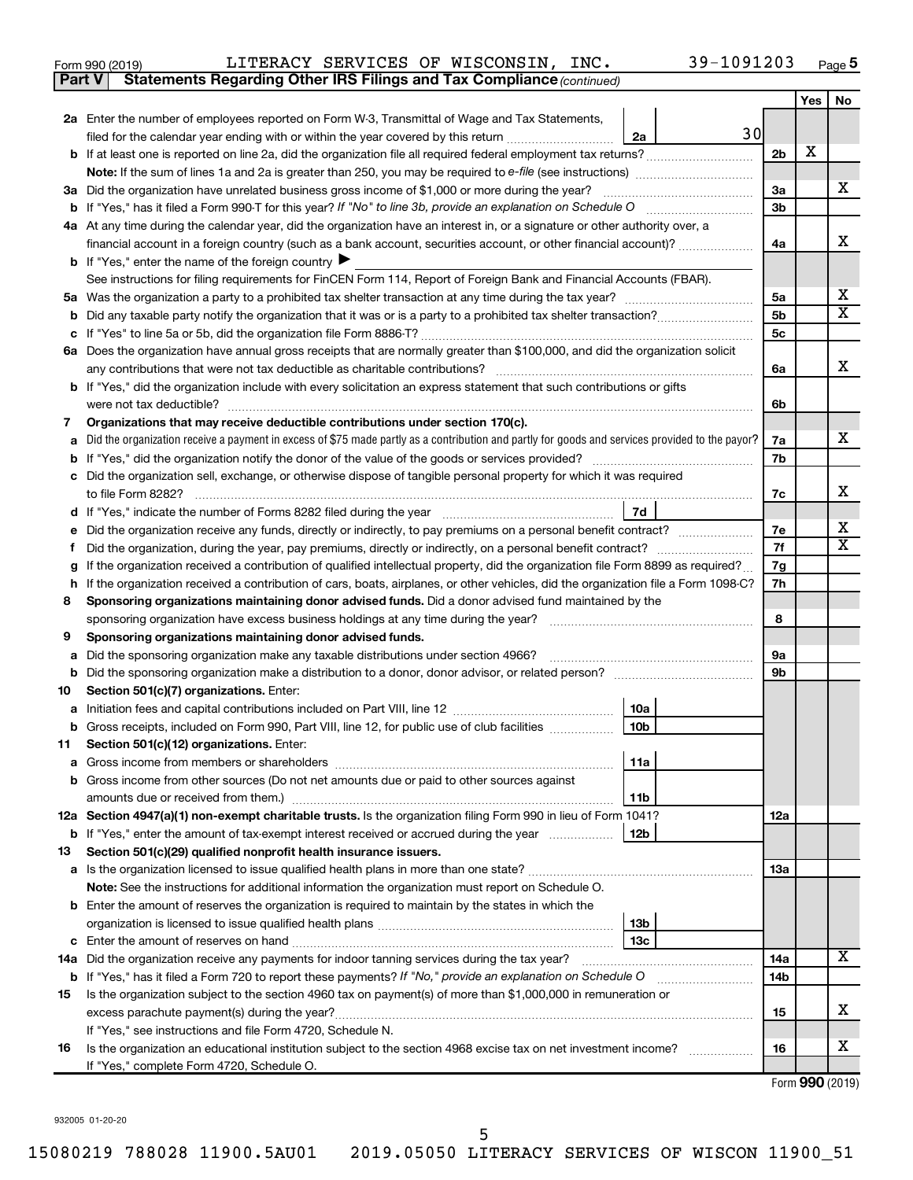Form 990 (2019) LITERACY SERVICES OF WISCONSIN, INC. 39-1091203 Page 5

**Part V | Statements Regarding Other IRS Filings and Tax Compliance** *(continued)*

| | | | | | Yes | No |
|---|---|---|---|---|---|---|
| **2a** | Enter the number of employees reported on Form W-3, Transmittal of Wage and Tax Statements, filed for the calendar year ending with or within the year covered by this return | 2a | 30 | | | |
| **b** | If at least one is reported on line 2a, did the organization file all required federal employment tax returns? | | | 2b | X | |
| | **Note:** If the sum of lines 1a and 2a is greater than 250, you may be required to *e-file* (see instructions) | | | | | |
| **3a** | Did the organization have unrelated business gross income of $1,000 or more during the year? | | | 3a | | X |
| **b** | If "Yes," has it filed a Form 990-T for this year? *If "No" to line 3b, provide an explanation on Schedule O* | | | 3b | | |
| **4a** | At any time during the calendar year, did the organization have an interest in, or a signature or other authority over, a financial account in a foreign country (such as a bank account, securities account, or other financial account)? | | | 4a | | X |
| **b** | If "Yes," enter the name of the foreign country ▶ | | | | | |
| | See instructions for filing requirements for FinCEN Form 114, Report of Foreign Bank and Financial Accounts (FBAR). | | | | | |
| **5a** | Was the organization a party to a prohibited tax shelter transaction at any time during the tax year? | | | 5a | | X |
| **b** | Did any taxable party notify the organization that it was or is a party to a prohibited tax shelter transaction? | | | 5b | | X |
| **c** | If "Yes" to line 5a or 5b, did the organization file Form 8886-T? | | | 5c | | |
| **6a** | Does the organization have annual gross receipts that are normally greater than $100,000, and did the organization solicit any contributions that were not tax deductible as charitable contributions? | | | 6a | | X |
| **b** | If "Yes," did the organization include with every solicitation an express statement that such contributions or gifts were not tax deductible? | | | 6b | | |
| **7** | **Organizations that may receive deductible contributions under section 170(c).** | | | | | |
| **a** | Did the organization receive a payment in excess of $75 made partly as a contribution and partly for goods and services provided to the payor? | | | 7a | | X |
| **b** | If "Yes," did the organization notify the donor of the value of the goods or services provided? | | | 7b | | |
| **c** | Did the organization sell, exchange, or otherwise dispose of tangible personal property for which it was required to file Form 8282? | | | 7c | | X |
| **d** | If "Yes," indicate the number of Forms 8282 filed during the year | 7d | | | | |
| **e** | Did the organization receive any funds, directly or indirectly, to pay premiums on a personal benefit contract? | | | 7e | | X |
| **f** | Did the organization, during the year, pay premiums, directly or indirectly, on a personal benefit contract? | | | 7f | | X |
| **g** | If the organization received a contribution of qualified intellectual property, did the organization file Form 8899 as required? | | | 7g | | |
| **h** | If the organization received a contribution of cars, boats, airplanes, or other vehicles, did the organization file a Form 1098-C? | | | 7h | | |
| **8** | **Sponsoring organizations maintaining donor advised funds.** Did a donor advised fund maintained by the sponsoring organization have excess business holdings at any time during the year? | | | 8 | | |
| **9** | **Sponsoring organizations maintaining donor advised funds.** | | | | | |
| **a** | Did the sponsoring organization make any taxable distributions under section 4966? | | | 9a | | |
| **b** | Did the sponsoring organization make a distribution to a donor, donor advisor, or related person? | | | 9b | | |
| **10** | **Section 501(c)(7) organizations.** Enter: | | | | | |
| **a** | Initiation fees and capital contributions included on Part VIII, line 12 | 10a | | | | |
| **b** | Gross receipts, included on Form 990, Part VIII, line 12, for public use of club facilities | 10b | | | | |
| **11** | **Section 501(c)(12) organizations.** Enter: | | | | | |
| **a** | Gross income from members or shareholders | 11a | | | | |
| **b** | Gross income from other sources (Do not net amounts due or paid to other sources against amounts due or received from them.) | 11b | | | | |
| **12a** | **Section 4947(a)(1) non-exempt charitable trusts.** Is the organization filing Form 990 in lieu of Form 1041? | | | 12a | | |
| **b** | If "Yes," enter the amount of tax-exempt interest received or accrued during the year | 12b | | | | |
| **13** | **Section 501(c)(29) qualified nonprofit health insurance issuers.** | | | | | |
| **a** | Is the organization licensed to issue qualified health plans in more than one state? | | | 13a | | |
| | **Note:** See the instructions for additional information the organization must report on Schedule O. | | | | | |
| **b** | Enter the amount of reserves the organization is required to maintain by the states in which the organization is licensed to issue qualified health plans | 13b | | | | |
| **c** | Enter the amount of reserves on hand | 13c | | | | |
| **14a** | Did the organization receive any payments for indoor tanning services during the tax year? | | | 14a | | X |
| **b** | If "Yes," has it filed a Form 720 to report these payments? *If "No," provide an explanation on Schedule O* | | | 14b | | |
| **15** | Is the organization subject to the section 4960 tax on payment(s) of more than $1,000,000 in remuneration or excess parachute payment(s) during the year? | | | 15 | | X |
| | If "Yes," see instructions and file Form 4720, Schedule N. | | | | | |
| **16** | Is the organization an educational institution subject to the section 4968 excise tax on net investment income? | | | 16 | | X |
| | If "Yes," complete Form 4720, Schedule O. | | | | | |

Form **990** (2019)

932005 01-20-20

15080219 788028 11900.5AU01 2019.05050 LITERACY SERVICES OF WISCON 11900_51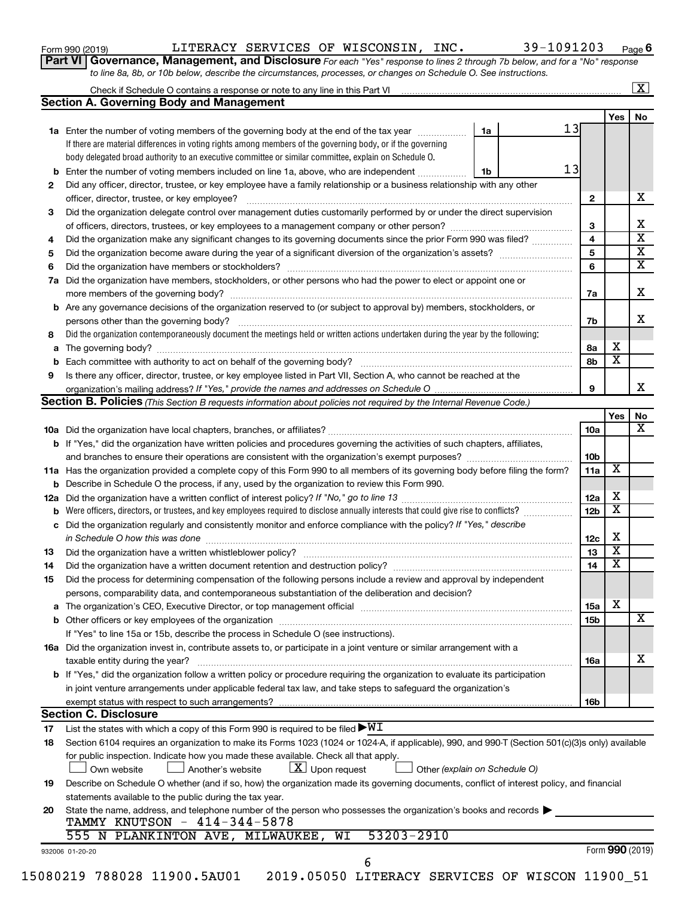Form 990 (2019) LITERACY SERVICES OF WISCONSIN, INC. 39-1091203 Page 6

**Part VI Governance, Management, and Disclosure** *For each "Yes" response to lines 2 through 7b below, and for a "No" response to line 8a, 8b, or 10b below, describe the circumstances, processes, or changes on Schedule O. See instructions.*

Check if Schedule O contains a response or note to any line in this Part VI [X]

## Section A. Governing Body and Management

| | | | | Yes | No |
|---|---|---|---|---|---|
| **1a** | Enter the number of voting members of the governing body at the end of the tax year | 1a | 13 | | |
| | If there are material differences in voting rights among members of the governing body, or if the governing body delegated broad authority to an executive committee or similar committee, explain on Schedule O. | | | | |
| **b** | Enter the number of voting members included on line 1a, above, who are independent | 1b | 13 | | |
| **2** | Did any officer, director, trustee, or key employee have a family relationship or a business relationship with any other officer, director, trustee, or key employee? | 2 | | | X |
| **3** | Did the organization delegate control over management duties customarily performed by or under the direct supervision of officers, directors, trustees, or key employees to a management company or other person? | 3 | | | X |
| **4** | Did the organization make any significant changes to its governing documents since the prior Form 990 was filed? | 4 | | | X |
| **5** | Did the organization become aware during the year of a significant diversion of the organization's assets? | 5 | | | X |
| **6** | Did the organization have members or stockholders? | 6 | | | X |
| **7a** | Did the organization have members, stockholders, or other persons who had the power to elect or appoint one or more members of the governing body? | 7a | | | X |
| **b** | Are any governance decisions of the organization reserved to (or subject to approval by) members, stockholders, or persons other than the governing body? | 7b | | | X |
| **8** | Did the organization contemporaneously document the meetings held or written actions undertaken during the year by the following: | | | | |
| **a** | The governing body? | 8a | | X | |
| **b** | Each committee with authority to act on behalf of the governing body? | 8b | | X | |
| **9** | Is there any officer, director, trustee, or key employee listed in Part VII, Section A, who cannot be reached at the organization's mailing address? *If "Yes," provide the names and addresses on Schedule O* | 9 | | | X |

## Section B. Policies *(This Section B requests information about policies not required by the Internal Revenue Code.)*

| | | | Yes | No |
|---|---|---|---|---|
| **10a** | Did the organization have local chapters, branches, or affiliates? | 10a | | X |
| **b** | If "Yes," did the organization have written policies and procedures governing the activities of such chapters, affiliates, and branches to ensure their operations are consistent with the organization's exempt purposes? | 10b | | |
| **11a** | Has the organization provided a complete copy of this Form 990 to all members of its governing body before filing the form? | 11a | X | |
| **b** | Describe in Schedule O the process, if any, used by the organization to review this Form 990. | | | |
| **12a** | Did the organization have a written conflict of interest policy? *If "No," go to line 13* | 12a | X | |
| **b** | Were officers, directors, or trustees, and key employees required to disclose annually interests that could give rise to conflicts? | 12b | X | |
| **c** | Did the organization regularly and consistently monitor and enforce compliance with the policy? *If "Yes," describe in Schedule O how this was done* | 12c | X | |
| **13** | Did the organization have a written whistleblower policy? | 13 | X | |
| **14** | Did the organization have a written document retention and destruction policy? | 14 | X | |
| **15** | Did the process for determining compensation of the following persons include a review and approval by independent persons, comparability data, and contemporaneous substantiation of the deliberation and decision? | | | |
| **a** | The organization's CEO, Executive Director, or top management official | 15a | X | |
| **b** | Other officers or key employees of the organization | 15b | | X |
| | If "Yes" to line 15a or 15b, describe the process in Schedule O (see instructions). | | | |
| **16a** | Did the organization invest in, contribute assets to, or participate in a joint venture or similar arrangement with a taxable entity during the year? | 16a | | X |
| **b** | If "Yes," did the organization follow a written policy or procedure requiring the organization to evaluate its participation in joint venture arrangements under applicable federal tax law, and take steps to safeguard the organization's exempt status with respect to such arrangements? | 16b | | |

## Section C. Disclosure

**17** List the states with which a copy of this Form 990 is required to be filed ▶ WI

**18** Section 6104 requires an organization to make its Forms 1023 (1024 or 1024-A, if applicable), 990, and 990-T (Section 501(c)(3)s only) available for public inspection. Indicate how you made these available. Check all that apply.

[ ] Own website [ ] Another's website [X] Upon request [ ] Other *(explain on Schedule O)*

**19** Describe on Schedule O whether (and if so, how) the organization made its governing documents, conflict of interest policy, and financial statements available to the public during the tax year.

**20** State the name, address, and telephone number of the person who possesses the organization's books and records ▶

TAMMY KNUTSON - 414-344-5878

555 N PLANKINTON AVE, MILWAUKEE, WI 53203-2910

932006 01-20-20 Form **990** (2019)

15080219 788028 11900.5AU01 2019.05050 LITERACY SERVICES OF WISCON 11900_51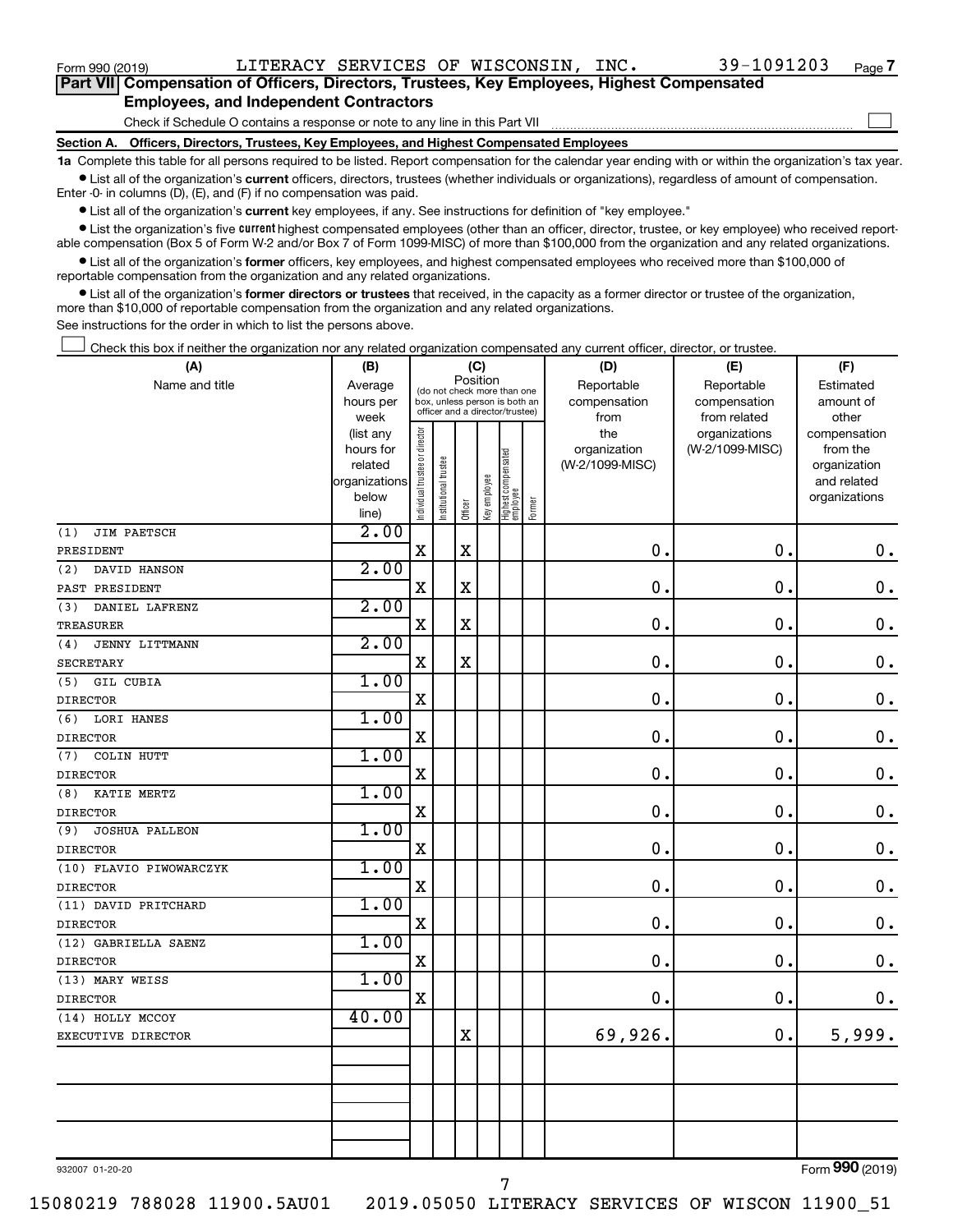Form 990 (2019) LITERACY SERVICES OF WISCONSIN, INC. 39-1091203 Page 7

## Part VII Compensation of Officers, Directors, Trustees, Key Employees, Highest Compensated Employees, and Independent Contractors

Check if Schedule O contains a response or note to any line in this Part VII

### Section A. Officers, Directors, Trustees, Key Employees, and Highest Compensated Employees

**1a** Complete this table for all persons required to be listed. Report compensation for the calendar year ending with or within the organization's tax year.

- List all of the organization's **current** officers, directors, trustees (whether individuals or organizations), regardless of amount of compensation. Enter -0- in columns (D), (E), and (F) if no compensation was paid.
- List all of the organization's **current** key employees, if any. See instructions for definition of "key employee."
- List the organization's five **current** highest compensated employees (other than an officer, director, trustee, or key employee) who received reportable compensation (Box 5 of Form W-2 and/or Box 7 of Form 1099-MISC) of more than $100,000 from the organization and any related organizations.
- List all of the organization's **former** officers, key employees, and highest compensated employees who received more than $100,000 of reportable compensation from the organization and any related organizations.
- List all of the organization's **former directors or trustees** that received, in the capacity as a former director or trustee of the organization, more than $10,000 of reportable compensation from the organization and any related organizations.

See instructions for the order in which to list the persons above.

Check this box if neither the organization nor any related organization compensated any current officer, director, or trustee.

| (A) Name and title | (B) Average hours per week (list any hours for related organizations below line) | (C) Position: Individual trustee or director | Institutional trustee | Officer | Key employee | Highest compensated employee | Former | (D) Reportable compensation from the organization (W-2/1099-MISC) | (E) Reportable compensation from related organizations (W-2/1099-MISC) | (F) Estimated amount of other compensation from the organization and related organizations |
|---|---|---|---|---|---|---|---|---|---|---|
| (1) JIM PAETSCH<br>PRESIDENT | 2.00 | X | | X | | | | 0. | 0. | 0. |
| (2) DAVID HANSON<br>PAST PRESIDENT | 2.00 | X | | X | | | | 0. | 0. | 0. |
| (3) DANIEL LAFRENZ<br>TREASURER | 2.00 | X | | X | | | | 0. | 0. | 0. |
| (4) JENNY LITTMANN<br>SECRETARY | 2.00 | X | | X | | | | 0. | 0. | 0. |
| (5) GIL CUBIA<br>DIRECTOR | 1.00 | X | | | | | | 0. | 0. | 0. |
| (6) LORI HANES<br>DIRECTOR | 1.00 | X | | | | | | 0. | 0. | 0. |
| (7) COLIN HUTT<br>DIRECTOR | 1.00 | X | | | | | | 0. | 0. | 0. |
| (8) KATIE MERTZ<br>DIRECTOR | 1.00 | X | | | | | | 0. | 0. | 0. |
| (9) JOSHUA PALLEON<br>DIRECTOR | 1.00 | X | | | | | | 0. | 0. | 0. |
| (10) FLAVIO PIWOWARCZYK<br>DIRECTOR | 1.00 | X | | | | | | 0. | 0. | 0. |
| (11) DAVID PRITCHARD<br>DIRECTOR | 1.00 | X | | | | | | 0. | 0. | 0. |
| (12) GABRIELLA SAENZ<br>DIRECTOR | 1.00 | X | | | | | | 0. | 0. | 0. |
| (13) MARY WEISS<br>DIRECTOR | 1.00 | X | | | | | | 0. | 0. | 0. |
| (14) HOLLY MCCOY<br>EXECUTIVE DIRECTOR | 40.00 | | | X | | | | 69,926. | 0. | 5,999. |

932007 01-20-20 Form 990 (2019)

15080219 788028 11900.5AU01 2019.05050 LITERACY SERVICES OF WISCON 11900_51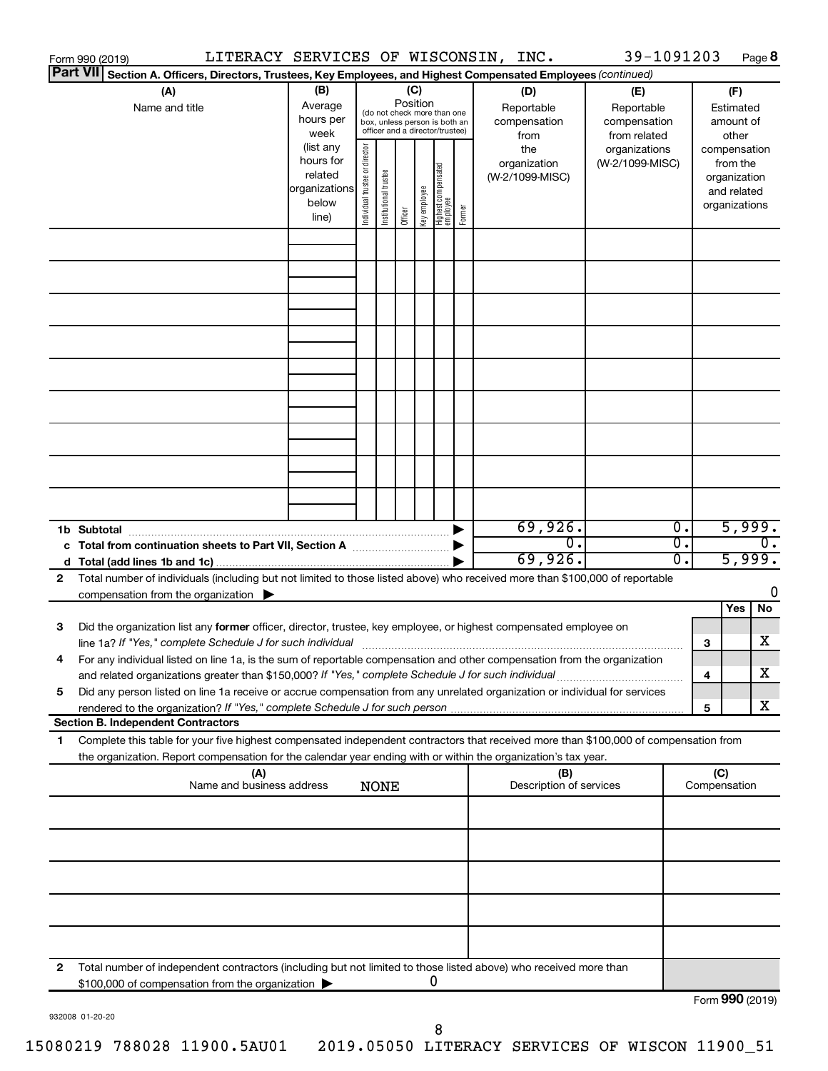Form 990 (2019) LITERACY SERVICES OF WISCONSIN, INC. 39-1091203 Page **8**

**Part VII** **Section A. Officers, Directors, Trustees, Key Employees, and Highest Compensated Employees** *(continued)*

| (A) Name and title | (B) Average hours per week (list any hours for related organizations below line) | (C) Position (do not check more than one box, unless person is both an officer and a director/trustee): Individual trustee or director | Institutional trustee | Officer | Key employee | Highest compensated employee | Former | (D) Reportable compensation from the organization (W-2/1099-MISC) | (E) Reportable compensation from related organizations (W-2/1099-MISC) | (F) Estimated amount of other compensation from the organization and related organizations |
|---|---|---|---|---|---|---|---|---|---|---|
| | | | | | | | | | | |
| | | | | | | | | | | |
| | | | | | | | | | | |
| | | | | | | | | | | |
| | | | | | | | | | | |
| | | | | | | | | | | |
| | | | | | | | | | | |
| | | | | | | | | | | |
| | | | | | | | | | | |
| **1b Subtotal** | | | | | | | ▶ | 69,926. | 0. | 5,999. |
| **c Total from continuation sheets to Part VII, Section A** | | | | | | | ▶ | 0. | 0. | 0. |
| **d Total (add lines 1b and 1c)** | | | | | | | ▶ | 69,926. | 0. | 5,999. |

**2** Total number of individuals (including but not limited to those listed above) who received more than $100,000 of reportable compensation from the organization ▶ 0

| | | | Yes | No |
|---|---|---|---|---|
| **3** | Did the organization list any **former** officer, director, trustee, key employee, or highest compensated employee on line 1a? *If "Yes," complete Schedule J for such individual* | **3** | | X |
| **4** | For any individual listed on line 1a, is the sum of reportable compensation and other compensation from the organization and related organizations greater than $150,000? *If "Yes," complete Schedule J for such individual* | **4** | | X |
| **5** | Did any person listed on line 1a receive or accrue compensation from any unrelated organization or individual for services rendered to the organization? *If "Yes," complete Schedule J for such person* | **5** | | X |

**Section B. Independent Contractors**

**1** Complete this table for your five highest compensated independent contractors that received more than $100,000 of compensation from the organization. Report compensation for the calendar year ending with or within the organization's tax year.

| (A) Name and business address | (B) Description of services | (C) Compensation |
|---|---|---|
| NONE | | |
| | | |
| | | |
| | | |
| | | |
| | | |

**2** Total number of independent contractors (including but not limited to those listed above) who received more than $100,000 of compensation from the organization ▶ 0

Form **990** (2019)

932008 01-20-20

15080219 788028 11900.5AU01 2019.05050 LITERACY SERVICES OF WISCON 11900_51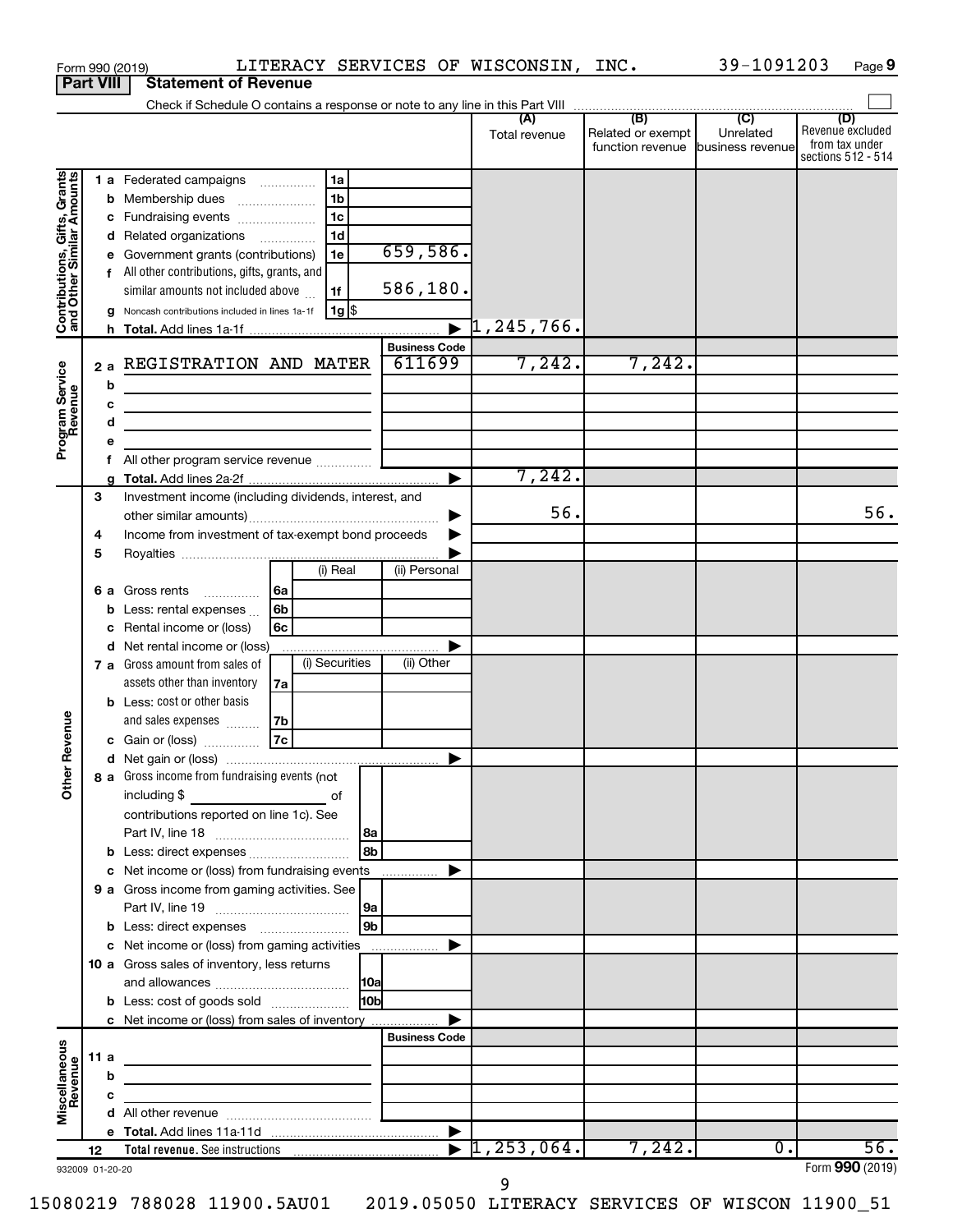Form 990 (2019) LITERACY SERVICES OF WISCONSIN, INC. 39-1091203 Page 9

**Part VIII Statement of Revenue**

Check if Schedule O contains a response or note to any line in this Part VIII ☐

| | | | | (A) Total revenue | (B) Related or exempt function revenue | (C) Unrelated business revenue | (D) Revenue excluded from tax under sections 512 - 514 |
|---|---|---|---|---|---|---|---|
| **Contributions, Gifts, Grants and Other Similar Amounts** | 1 a Federated campaigns | 1a | | | | | |
| | b Membership dues | 1b | | | | | |
| | c Fundraising events | 1c | | | | | |
| | d Related organizations | 1d | | | | | |
| | e Government grants (contributions) | 1e | 659,586. | | | | |
| | f All other contributions, gifts, grants, and similar amounts not included above | 1f | 586,180. | | | | |
| | g Noncash contributions included in lines 1a-1f | 1g | $ | | | | |
| | h Total. Add lines 1a-1f | | | 1,245,766. | | | |
| **Program Service Revenue** | | | Business Code | | | | |
| | 2 a REGISTRATION AND MATER | | 611699 | 7,242. | 7,242. | | |
| | b | | | | | | |
| | c | | | | | | |
| | d | | | | | | |
| | e | | | | | | |
| | f All other program service revenue | | | | | | |
| | g Total. Add lines 2a-2f | | | 7,242. | | | |
| **Other Revenue** | 3 Investment income (including dividends, interest, and other similar amounts) | | | 56. | | | 56. |
| | 4 Income from investment of tax-exempt bond proceeds | | | | | | |
| | 5 Royalties | | | | | | |
| | | (i) Real | (ii) Personal | | | | |
| | 6 a Gross rents (6a) | | | | | | |
| | b Less: rental expenses (6b) | | | | | | |
| | c Rental income or (loss) (6c) | | | | | | |
| | d Net rental income or (loss) | | | | | | |
| | | (i) Securities | (ii) Other | | | | |
| | 7 a Gross amount from sales of assets other than inventory (7a) | | | | | | |
| | b Less: cost or other basis and sales expenses (7b) | | | | | | |
| | c Gain or (loss) (7c) | | | | | | |
| | d Net gain or (loss) | | | | | | |
| | 8 a Gross income from fundraising events (not including $ of contributions reported on line 1c). See Part IV, line 18 | 8a | | | | | |
| | b Less: direct expenses | 8b | | | | | |
| | c Net income or (loss) from fundraising events | | | | | | |
| | 9 a Gross income from gaming activities. See Part IV, line 19 | 9a | | | | | |
| | b Less: direct expenses | 9b | | | | | |
| | c Net income or (loss) from gaming activities | | | | | | |
| | 10 a Gross sales of inventory, less returns and allowances | 10a | | | | | |
| | b Less: cost of goods sold | 10b | | | | | |
| | c Net income or (loss) from sales of inventory | | | | | | |
| **Miscellaneous Revenue** | | | Business Code | | | | |
| | 11 a | | | | | | |
| | b | | | | | | |
| | c | | | | | | |
| | d All other revenue | | | | | | |
| | e Total. Add lines 11a-11d | | | | | | |
| | 12 Total revenue. See instructions | | | 1,253,064. | 7,242. | 0. | 56. |

932009 01-20-20 Form 990 (2019)

15080219 788028 11900.5AU01 2019.05050 LITERACY SERVICES OF WISCON 11900_51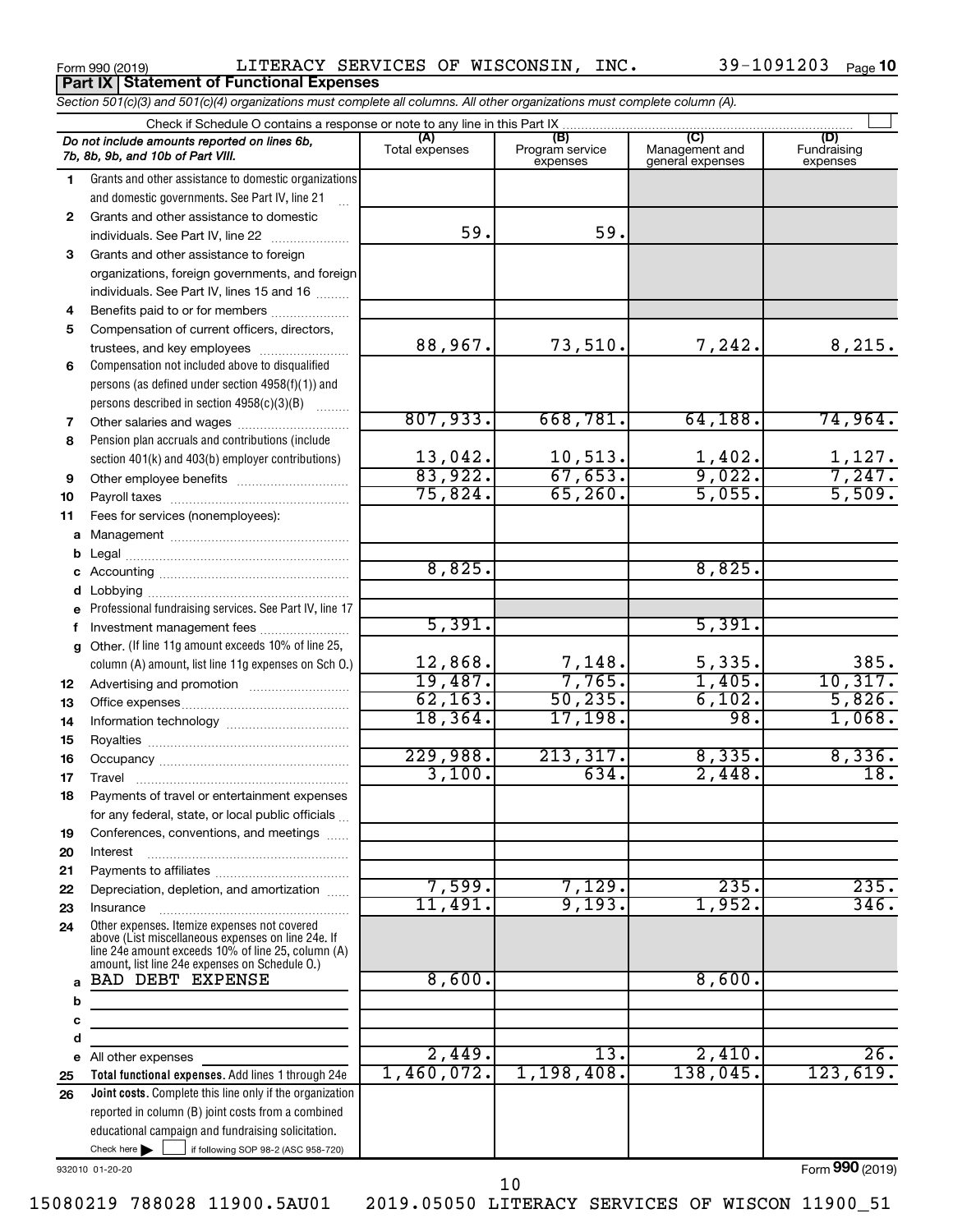Form 990 (2019) LITERACY SERVICES OF WISCONSIN, INC. 39-1091203 Page 10

**Part IX Statement of Functional Expenses**

*Section 501(c)(3) and 501(c)(4) organizations must complete all columns. All other organizations must complete column (A).*

Check if Schedule O contains a response or note to any line in this Part IX ☐

| *Do not include amounts reported on lines 6b, 7b, 8b, 9b, and 10b of Part VIII.* | (A) Total expenses | (B) Program service expenses | (C) Management and general expenses | (D) Fundraising expenses |
|---|---|---|---|---|
| 1 Grants and other assistance to domestic organizations and domestic governments. See Part IV, line 21 | | | | |
| 2 Grants and other assistance to domestic individuals. See Part IV, line 22 | 59. | 59. | | |
| 3 Grants and other assistance to foreign organizations, foreign governments, and foreign individuals. See Part IV, lines 15 and 16 | | | | |
| 4 Benefits paid to or for members | | | | |
| 5 Compensation of current officers, directors, trustees, and key employees | 88,967. | 73,510. | 7,242. | 8,215. |
| 6 Compensation not included above to disqualified persons (as defined under section 4958(f)(1)) and persons described in section 4958(c)(3)(B) | | | | |
| 7 Other salaries and wages | 807,933. | 668,781. | 64,188. | 74,964. |
| 8 Pension plan accruals and contributions (include section 401(k) and 403(b) employer contributions) | 13,042. | 10,513. | 1,402. | 1,127. |
| 9 Other employee benefits | 83,922. | 67,653. | 9,022. | 7,247. |
| 10 Payroll taxes | 75,824. | 65,260. | 5,055. | 5,509. |
| 11 Fees for services (nonemployees): | | | | |
| a Management | | | | |
| b Legal | | | | |
| c Accounting | 8,825. | | 8,825. | |
| d Lobbying | | | | |
| e Professional fundraising services. See Part IV, line 17 | | | | |
| f Investment management fees | 5,391. | | 5,391. | |
| g Other. (If line 11g amount exceeds 10% of line 25, column (A) amount, list line 11g expenses on Sch O.) | 12,868. | 7,148. | 5,335. | 385. |
| 12 Advertising and promotion | 19,487. | 7,765. | 1,405. | 10,317. |
| 13 Office expenses | 62,163. | 50,235. | 6,102. | 5,826. |
| 14 Information technology | 18,364. | 17,198. | 98. | 1,068. |
| 15 Royalties | | | | |
| 16 Occupancy | 229,988. | 213,317. | 8,335. | 8,336. |
| 17 Travel | 3,100. | 634. | 2,448. | 18. |
| 18 Payments of travel or entertainment expenses for any federal, state, or local public officials | | | | |
| 19 Conferences, conventions, and meetings | | | | |
| 20 Interest | | | | |
| 21 Payments to affiliates | | | | |
| 22 Depreciation, depletion, and amortization | 7,599. | 7,129. | 235. | 235. |
| 23 Insurance | 11,491. | 9,193. | 1,952. | 346. |
| 24 Other expenses. Itemize expenses not covered above (List miscellaneous expenses on line 24e. If line 24e amount exceeds 10% of line 25, column (A) amount, list line 24e expenses on Schedule O.) | | | | |
| a BAD DEBT EXPENSE | 8,600. | | 8,600. | |
| b | | | | |
| c | | | | |
| d | | | | |
| e All other expenses | 2,449. | 13. | 2,410. | 26. |
| 25 **Total functional expenses.** Add lines 1 through 24e | 1,460,072. | 1,198,408. | 138,045. | 123,619. |
| 26 **Joint costs.** Complete this line only if the organization reported in column (B) joint costs from a combined educational campaign and fundraising solicitation. Check here ☐ if following SOP 98-2 (ASC 958-720) | | | | |

932010 01-20-20

Form **990** (2019)

15080219 788028 11900.5AU01 2019.05050 LITERACY SERVICES OF WISCON 11900_51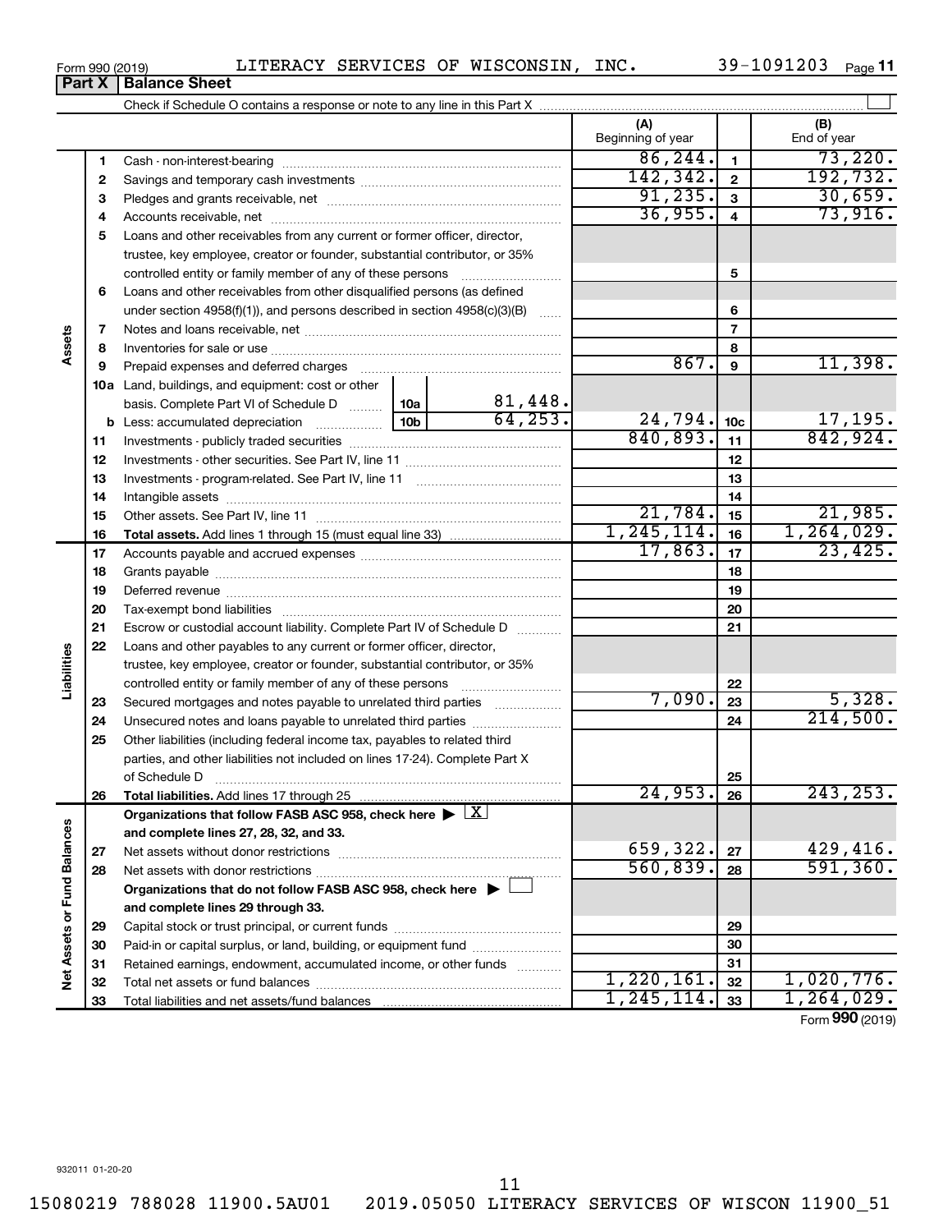Form 990 (2019) LITERACY SERVICES OF WISCONSIN, INC. 39-1091203 Page 11

## Part X Balance Sheet

Check if Schedule O contains a response or note to any line in this Part X

| | | | | | (A) Beginning of year | | (B) End of year |
|---|---|---|---|---|---|---|---|
| **Assets** | 1 | Cash - non-interest-bearing | | | 86,244. | 1 | 73,220. |
| | 2 | Savings and temporary cash investments | | | 142,342. | 2 | 192,732. |
| | 3 | Pledges and grants receivable, net | | | 91,235. | 3 | 30,659. |
| | 4 | Accounts receivable, net | | | 36,955. | 4 | 73,916. |
| | 5 | Loans and other receivables from any current or former officer, director, trustee, key employee, creator or founder, substantial contributor, or 35% controlled entity or family member of any of these persons | | | | 5 | |
| | 6 | Loans and other receivables from other disqualified persons (as defined under section 4958(f)(1)), and persons described in section 4958(c)(3)(B) | | | | 6 | |
| | 7 | Notes and loans receivable, net | | | | 7 | |
| | 8 | Inventories for sale or use | | | | 8 | |
| | 9 | Prepaid expenses and deferred charges | | | 867. | 9 | 11,398. |
| | 10a | Land, buildings, and equipment: cost or other basis. Complete Part VI of Schedule D | 10a | 81,448. | | | |
| | b | Less: accumulated depreciation | 10b | 64,253. | 24,794. | 10c | 17,195. |
| | 11 | Investments - publicly traded securities | | | 840,893. | 11 | 842,924. |
| | 12 | Investments - other securities. See Part IV, line 11 | | | | 12 | |
| | 13 | Investments - program-related. See Part IV, line 11 | | | | 13 | |
| | 14 | Intangible assets | | | | 14 | |
| | 15 | Other assets. See Part IV, line 11 | | | 21,784. | 15 | 21,985. |
| | 16 | **Total assets.** Add lines 1 through 15 (must equal line 33) | | | 1,245,114. | 16 | 1,264,029. |
| **Liabilities** | 17 | Accounts payable and accrued expenses | | | 17,863. | 17 | 23,425. |
| | 18 | Grants payable | | | | 18 | |
| | 19 | Deferred revenue | | | | 19 | |
| | 20 | Tax-exempt bond liabilities | | | | 20 | |
| | 21 | Escrow or custodial account liability. Complete Part IV of Schedule D | | | | 21 | |
| | 22 | Loans and other payables to any current or former officer, director, trustee, key employee, creator or founder, substantial contributor, or 35% controlled entity or family member of any of these persons | | | | 22 | |
| | 23 | Secured mortgages and notes payable to unrelated third parties | | | 7,090. | 23 | 5,328. |
| | 24 | Unsecured notes and loans payable to unrelated third parties | | | | 24 | 214,500. |
| | 25 | Other liabilities (including federal income tax, payables to related third parties, and other liabilities not included on lines 17-24). Complete Part X of Schedule D | | | | 25 | |
| | 26 | **Total liabilities.** Add lines 17 through 25 | | | 24,953. | 26 | 243,253. |
| **Net Assets or Fund Balances** | | **Organizations that follow FASB ASC 958, check here ▶ [X] and complete lines 27, 28, 32, and 33.** | | | | | |
| | 27 | Net assets without donor restrictions | | | 659,322. | 27 | 429,416. |
| | 28 | Net assets with donor restrictions | | | 560,839. | 28 | 591,360. |
| | | **Organizations that do not follow FASB ASC 958, check here ▶ [ ] and complete lines 29 through 33.** | | | | | |
| | 29 | Capital stock or trust principal, or current funds | | | | 29 | |
| | 30 | Paid-in or capital surplus, or land, building, or equipment fund | | | | 30 | |
| | 31 | Retained earnings, endowment, accumulated income, or other funds | | | | 31 | |
| | 32 | Total net assets or fund balances | | | 1,220,161. | 32 | 1,020,776. |
| | 33 | Total liabilities and net assets/fund balances | | | 1,245,114. | 33 | 1,264,029. |

Form **990** (2019)

932011 01-20-20

15080219 788028 11900.5AU01 2019.05050 LITERACY SERVICES OF WISCON 11900_51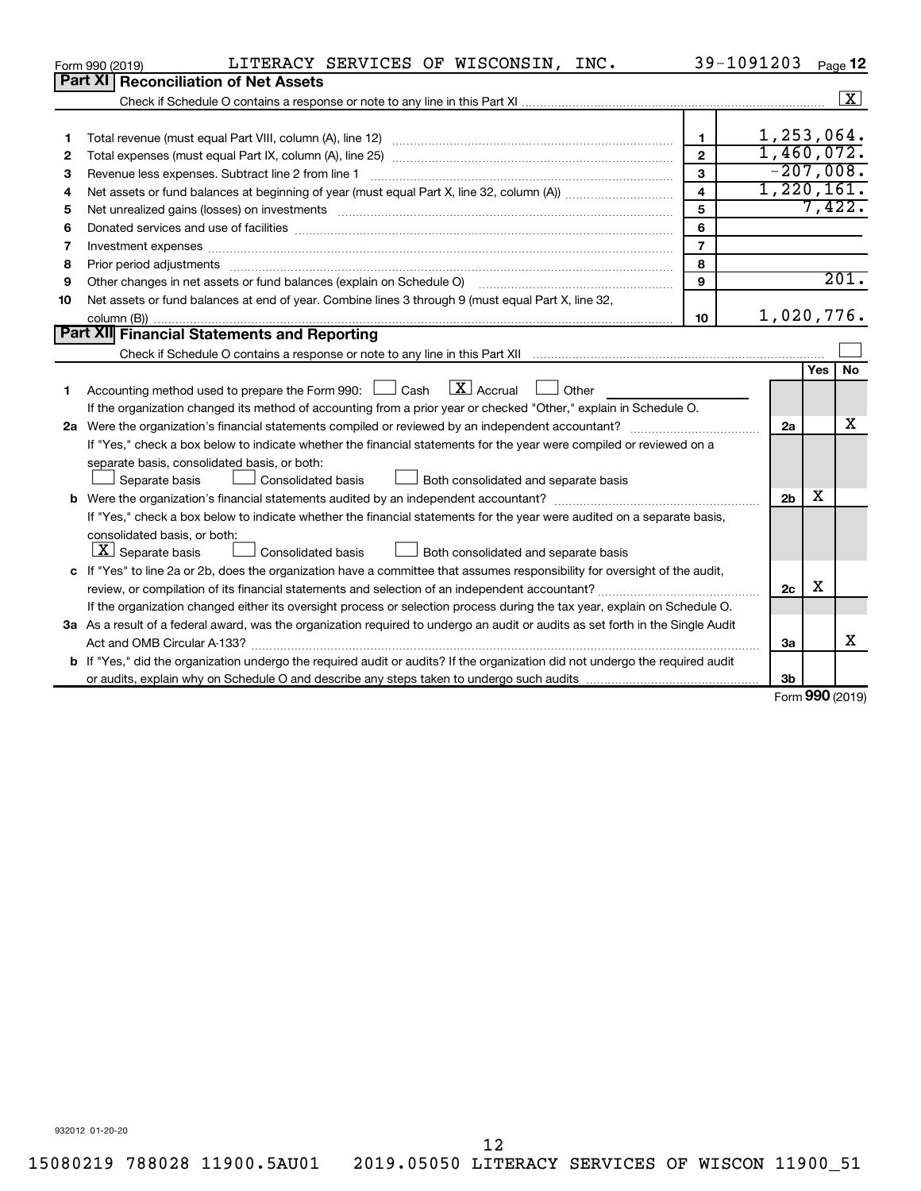Form 990 (2019) LITERACY SERVICES OF WISCONSIN, INC. 39-1091203 Page 12

## Part XI Reconciliation of Net Assets

Check if Schedule O contains a response or note to any line in this Part XI ..... [X]

| | | | |
|---|---|---|---|
| 1 | Total revenue (must equal Part VIII, column (A), line 12) | 1 | 1,253,064. |
| 2 | Total expenses (must equal Part IX, column (A), line 25) | 2 | 1,460,072. |
| 3 | Revenue less expenses. Subtract line 2 from line 1 | 3 | -207,008. |
| 4 | Net assets or fund balances at beginning of year (must equal Part X, line 32, column (A)) | 4 | 1,220,161. |
| 5 | Net unrealized gains (losses) on investments | 5 | 7,422. |
| 6 | Donated services and use of facilities | 6 | |
| 7 | Investment expenses | 7 | |
| 8 | Prior period adjustments | 8 | |
| 9 | Other changes in net assets or fund balances (explain on Schedule O) | 9 | 201. |
| 10 | Net assets or fund balances at end of year. Combine lines 3 through 9 (must equal Part X, line 32, column (B)) | 10 | 1,020,776. |

## Part XII Financial Statements and Reporting

Check if Schedule O contains a response or note to any line in this Part XII ..... [ ]

| | | | Yes | No |
|---|---|---|---|---|
| 1 | Accounting method used to prepare the Form 990: [ ] Cash [X] Accrual [ ] Other ______ If the organization changed its method of accounting from a prior year or checked "Other," explain in Schedule O. | | | |
| 2a | Were the organization's financial statements compiled or reviewed by an independent accountant? If "Yes," check a box below to indicate whether the financial statements for the year were compiled or reviewed on a separate basis, consolidated basis, or both: [ ] Separate basis [ ] Consolidated basis [ ] Both consolidated and separate basis | 2a | | X |
| b | Were the organization's financial statements audited by an independent accountant? If "Yes," check a box below to indicate whether the financial statements for the year were audited on a separate basis, consolidated basis, or both: [X] Separate basis [ ] Consolidated basis [ ] Both consolidated and separate basis | 2b | X | |
| c | If "Yes" to line 2a or 2b, does the organization have a committee that assumes responsibility for oversight of the audit, review, or compilation of its financial statements and selection of an independent accountant? If the organization changed either its oversight process or selection process during the tax year, explain on Schedule O. | 2c | X | |
| 3a | As a result of a federal award, was the organization required to undergo an audit or audits as set forth in the Single Audit Act and OMB Circular A-133? | 3a | | X |
| b | If "Yes," did the organization undergo the required audit or audits? If the organization did not undergo the required audit or audits, explain why on Schedule O and describe any steps taken to undergo such audits | 3b | | |

Form 990 (2019)

932012 01-20-20

15080219 788028 11900.5AU01 2019.05050 LITERACY SERVICES OF WISCON 11900_51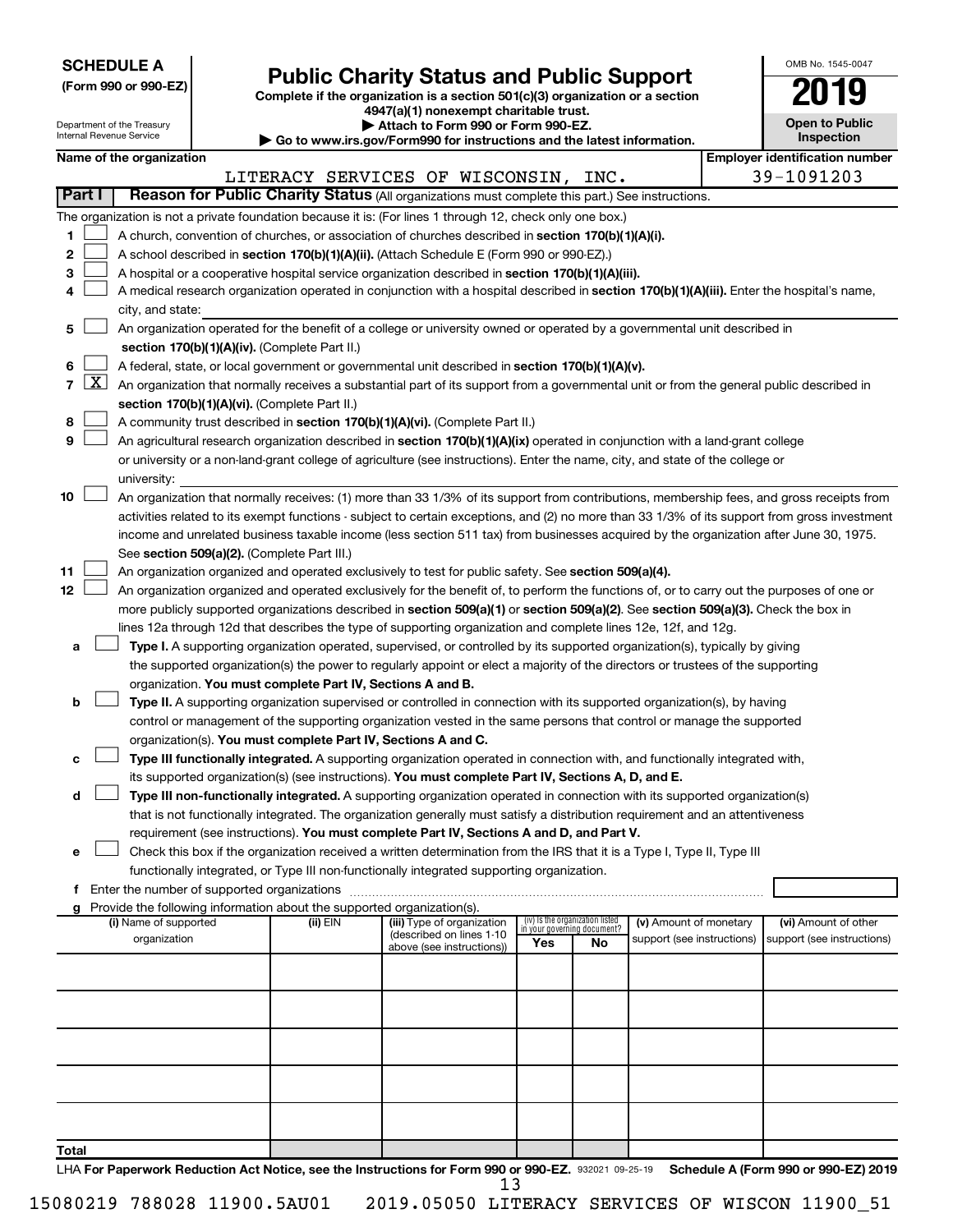**SCHEDULE A**
**(Form 990 or 990-EZ)**

Department of the Treasury
Internal Revenue Service

# Public Charity Status and Public Support

**Complete if the organization is a section 501(c)(3) organization or a section 4947(a)(1) nonexempt charitable trust.**
**▶ Attach to Form 990 or Form 990-EZ.**
**▶ Go to www.irs.gov/Form990 for instructions and the latest information.**

OMB No. 1545-0047
**2019**
**Open to Public Inspection**

**Name of the organization:** LITERACY SERVICES OF WISCONSIN, INC.
**Employer identification number:** 39-1091203

## Part I — Reason for Public Charity Status (All organizations must complete this part.) See instructions.

The organization is not a private foundation because it is: (For lines 1 through 12, check only one box.)

1. ☐ A church, convention of churches, or association of churches described in **section 170(b)(1)(A)(i).**
2. ☐ A school described in **section 170(b)(1)(A)(ii).** (Attach Schedule E (Form 990 or 990-EZ).)
3. ☐ A hospital or a cooperative hospital service organization described in **section 170(b)(1)(A)(iii).**
4. ☐ A medical research organization operated in conjunction with a hospital described in **section 170(b)(1)(A)(iii).** Enter the hospital's name, city, and state:
5. ☐ An organization operated for the benefit of a college or university owned or operated by a governmental unit described in **section 170(b)(1)(A)(iv).** (Complete Part II.)
6. ☐ A federal, state, or local government or governmental unit described in **section 170(b)(1)(A)(v).**
7. ☒ An organization that normally receives a substantial part of its support from a governmental unit or from the general public described in **section 170(b)(1)(A)(vi).** (Complete Part II.)
8. ☐ A community trust described in **section 170(b)(1)(A)(vi).** (Complete Part II.)
9. ☐ An agricultural research organization described in **section 170(b)(1)(A)(ix)** operated in conjunction with a land-grant college or university or a non-land-grant college of agriculture (see instructions). Enter the name, city, and state of the college or university:
10. ☐ An organization that normally receives: (1) more than 33 1/3% of its support from contributions, membership fees, and gross receipts from activities related to its exempt functions - subject to certain exceptions, and (2) no more than 33 1/3% of its support from gross investment income and unrelated business taxable income (less section 511 tax) from businesses acquired by the organization after June 30, 1975. See **section 509(a)(2).** (Complete Part III.)
11. ☐ An organization organized and operated exclusively to test for public safety. See **section 509(a)(4).**
12. ☐ An organization organized and operated exclusively for the benefit of, to perform the functions of, or to carry out the purposes of one or more publicly supported organizations described in **section 509(a)(1)** or **section 509(a)(2).** See **section 509(a)(3).** Check the box in lines 12a through 12d that describes the type of supporting organization and complete lines 12e, 12f, and 12g.
   - **a** ☐ **Type I.** A supporting organization operated, supervised, or controlled by its supported organization(s), typically by giving the supported organization(s) the power to regularly appoint or elect a majority of the directors or trustees of the supporting organization. **You must complete Part IV, Sections A and B.**
   - **b** ☐ **Type II.** A supporting organization supervised or controlled in connection with its supported organization(s), by having control or management of the supporting organization vested in the same persons that control or manage the supported organization(s). **You must complete Part IV, Sections A and C.**
   - **c** ☐ **Type III functionally integrated.** A supporting organization operated in connection with, and functionally integrated with, its supported organization(s) (see instructions). **You must complete Part IV, Sections A, D, and E.**
   - **d** ☐ **Type III non-functionally integrated.** A supporting organization operated in connection with its supported organization(s) that is not functionally integrated. The organization generally must satisfy a distribution requirement and an attentiveness requirement (see instructions). **You must complete Part IV, Sections A and D, and Part V.**
   - **e** ☐ Check this box if the organization received a written determination from the IRS that it is a Type I, Type II, Type III functionally integrated, or Type III non-functionally integrated supporting organization.
   - **f** Enter the number of supported organizations
   - **g** Provide the following information about the supported organization(s).

| (i) Name of supported organization | (ii) EIN | (iii) Type of organization (described on lines 1-10 above (see instructions)) | (iv) Is the organization listed in your governing document? Yes | No | (v) Amount of monetary support (see instructions) | (vi) Amount of other support (see instructions) |
|---|---|---|---|---|---|---|
| | | | | | | |
| | | | | | | |
| | | | | | | |
| | | | | | | |
| | | | | | | |
| **Total** | | | | | | |

LHA **For Paperwork Reduction Act Notice, see the Instructions for Form 990 or 990-EZ.** 932021 09-25-19 **Schedule A (Form 990 or 990-EZ) 2019**

15080219 788028 11900.5AU01    2019.05050 LITERACY SERVICES OF WISCON 11900_51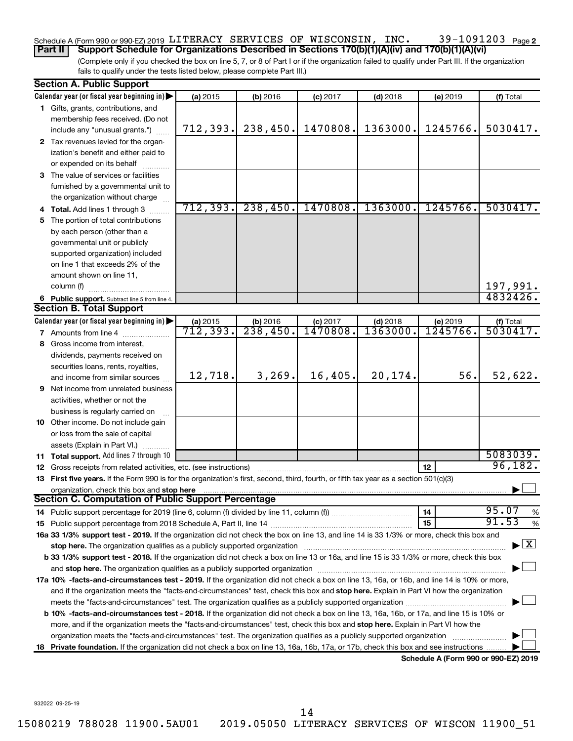Schedule A (Form 990 or 990-EZ) 2019 LITERACY SERVICES OF WISCONSIN, INC. 39-1091203 Page 2

**Part II** **Support Schedule for Organizations Described in Sections 170(b)(1)(A)(iv) and 170(b)(1)(A)(vi)**

(Complete only if you checked the box on line 5, 7, or 8 of Part I or if the organization failed to qualify under Part III. If the organization fails to qualify under the tests listed below, please complete Part III.)

## Section A. Public Support

| Calendar year (or fiscal year beginning in) ▶ | (a) 2015 | (b) 2016 | (c) 2017 | (d) 2018 | (e) 2019 | (f) Total |
|---|---|---|---|---|---|---|
| **1** Gifts, grants, contributions, and membership fees received. (Do not include any "unusual grants.") | 712,393. | 238,450. | 1470808. | 1363000. | 1245766. | 5030417. |
| **2** Tax revenues levied for the organization's benefit and either paid to or expended on its behalf | | | | | | |
| **3** The value of services or facilities furnished by a governmental unit to the organization without charge | | | | | | |
| **4 Total.** Add lines 1 through 3 | 712,393. | 238,450. | 1470808. | 1363000. | 1245766. | 5030417. |
| **5** The portion of total contributions by each person (other than a governmental unit or publicly supported organization) included on line 1 that exceeds 2% of the amount shown on line 11, column (f) | | | | | | 197,991. |
| **6 Public support.** Subtract line 5 from line 4. | | | | | | 4832426. |

## Section B. Total Support

| Calendar year (or fiscal year beginning in) ▶ | (a) 2015 | (b) 2016 | (c) 2017 | (d) 2018 | (e) 2019 | (f) Total |
|---|---|---|---|---|---|---|
| **7** Amounts from line 4 | 712,393. | 238,450. | 1470808. | 1363000. | 1245766. | 5030417. |
| **8** Gross income from interest, dividends, payments received on securities loans, rents, royalties, and income from similar sources | 12,718. | 3,269. | 16,405. | 20,174. | 56. | 52,622. |
| **9** Net income from unrelated business activities, whether or not the business is regularly carried on | | | | | | |
| **10** Other income. Do not include gain or loss from the sale of capital assets (Explain in Part VI.) | | | | | | |
| **11 Total support.** Add lines 7 through 10 | | | | | | 5083039. |

**12** Gross receipts from related activities, etc. (see instructions) **12** 96,182.

**13 First five years.** If the Form 990 is for the organization's first, second, third, fourth, or fifth tax year as a section 501(c)(3) organization, check this box and **stop here** ☐

## Section C. Computation of Public Support Percentage

**14** Public support percentage for 2019 (line 6, column (f) divided by line 11, column (f)) **14** 95.07 %

**15** Public support percentage from 2018 Schedule A, Part II, line 14 **15** 91.53 %

**16a 33 1/3% support test - 2019.** If the organization did not check the box on line 13, and line 14 is 33 1/3% or more, check this box and **stop here.** The organization qualifies as a publicly supported organization ☒

**b 33 1/3% support test - 2018.** If the organization did not check a box on line 13 or 16a, and line 15 is 33 1/3% or more, check this box and **stop here.** The organization qualifies as a publicly supported organization ☐

**17a 10% -facts-and-circumstances test - 2019.** If the organization did not check a box on line 13, 16a, or 16b, and line 14 is 10% or more, and if the organization meets the "facts-and-circumstances" test, check this box and **stop here.** Explain in Part VI how the organization meets the "facts-and-circumstances" test. The organization qualifies as a publicly supported organization ☐

**b 10% -facts-and-circumstances test - 2018.** If the organization did not check a box on line 13, 16a, 16b, or 17a, and line 15 is 10% or more, and if the organization meets the "facts-and-circumstances" test, check this box and **stop here.** Explain in Part VI how the organization meets the "facts-and-circumstances" test. The organization qualifies as a publicly supported organization ☐

**18 Private foundation.** If the organization did not check a box on line 13, 16a, 16b, 17a, or 17b, check this box and see instructions ☐

**Schedule A (Form 990 or 990-EZ) 2019**

932022 09-25-19

15080219 788028 11900.5AU01 2019.05050 LITERACY SERVICES OF WISCON 11900_51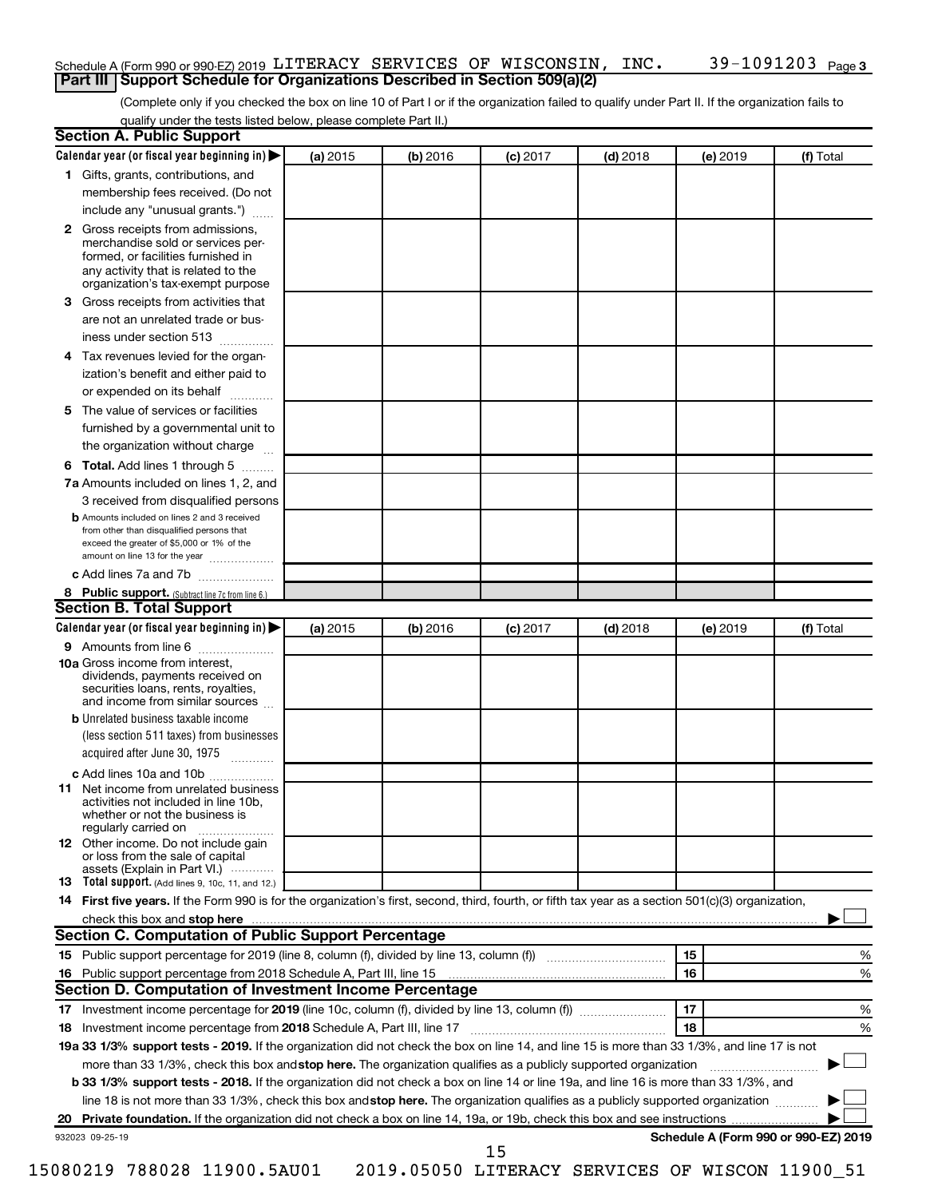Schedule A (Form 990 or 990-EZ) 2019 LITERACY SERVICES OF WISCONSIN, INC. 39-1091203 Page 3

## Part III Support Schedule for Organizations Described in Section 509(a)(2)

(Complete only if you checked the box on line 10 of Part I or if the organization failed to qualify under Part II. If the organization fails to qualify under the tests listed below, please complete Part II.)

### Section A. Public Support

| Calendar year (or fiscal year beginning in) | (a) 2015 | (b) 2016 | (c) 2017 | (d) 2018 | (e) 2019 | (f) Total |
|---|---|---|---|---|---|---|
| 1 Gifts, grants, contributions, and membership fees received. (Do not include any "unusual grants.") | | | | | | |
| 2 Gross receipts from admissions, merchandise sold or services performed, or facilities furnished in any activity that is related to the organization's tax-exempt purpose | | | | | | |
| 3 Gross receipts from activities that are not an unrelated trade or business under section 513 | | | | | | |
| 4 Tax revenues levied for the organization's benefit and either paid to or expended on its behalf | | | | | | |
| 5 The value of services or facilities furnished by a governmental unit to the organization without charge | | | | | | |
| 6 **Total.** Add lines 1 through 5 | | | | | | |
| 7a Amounts included on lines 1, 2, and 3 received from disqualified persons | | | | | | |
| b Amounts included on lines 2 and 3 received from other than disqualified persons that exceed the greater of $5,000 or 1% of the amount on line 13 for the year | | | | | | |
| c Add lines 7a and 7b | | | | | | |
| 8 **Public support.** (Subtract line 7c from line 6.) | | | | | | |

### Section B. Total Support

| Calendar year (or fiscal year beginning in) | (a) 2015 | (b) 2016 | (c) 2017 | (d) 2018 | (e) 2019 | (f) Total |
|---|---|---|---|---|---|---|
| 9 Amounts from line 6 | | | | | | |
| 10a Gross income from interest, dividends, payments received on securities loans, rents, royalties, and income from similar sources | | | | | | |
| b Unrelated business taxable income (less section 511 taxes) from businesses acquired after June 30, 1975 | | | | | | |
| c Add lines 10a and 10b | | | | | | |
| 11 Net income from unrelated business activities not included in line 10b, whether or not the business is regularly carried on | | | | | | |
| 12 Other income. Do not include gain or loss from the sale of capital assets (Explain in Part VI.) | | | | | | |
| 13 **Total support.** (Add lines 9, 10c, 11, and 12.) | | | | | | |

14 **First five years.** If the Form 990 is for the organization's first, second, third, fourth, or fifth tax year as a section 501(c)(3) organization, check this box and **stop here** ☐

### Section C. Computation of Public Support Percentage

| | | |
|---|---|---|
| 15 Public support percentage for 2019 (line 8, column (f), divided by line 13, column (f)) | 15 | % |
| 16 Public support percentage from 2018 Schedule A, Part III, line 15 | 16 | % |

### Section D. Computation of Investment Income Percentage

| | | |
|---|---|---|
| 17 Investment income percentage for **2019** (line 10c, column (f), divided by line 13, column (f)) | 17 | % |
| 18 Investment income percentage from **2018** Schedule A, Part III, line 17 | 18 | % |

**19a 33 1/3% support tests - 2019.** If the organization did not check the box on line 14, and line 15 is more than 33 1/3%, and line 17 is not more than 33 1/3%, check this box and **stop here.** The organization qualifies as a publicly supported organization ☐

**b 33 1/3% support tests - 2018.** If the organization did not check a box on line 14 or line 19a, and line 16 is more than 33 1/3%, and line 18 is not more than 33 1/3%, check this box and **stop here.** The organization qualifies as a publicly supported organization ☐

**20 Private foundation.** If the organization did not check a box on line 14, 19a, or 19b, check this box and see instructions ☐

932023 09-25-19 **Schedule A (Form 990 or 990-EZ) 2019**

15080219 788028 11900.5AU01 2019.05050 LITERACY SERVICES OF WISCON 11900_51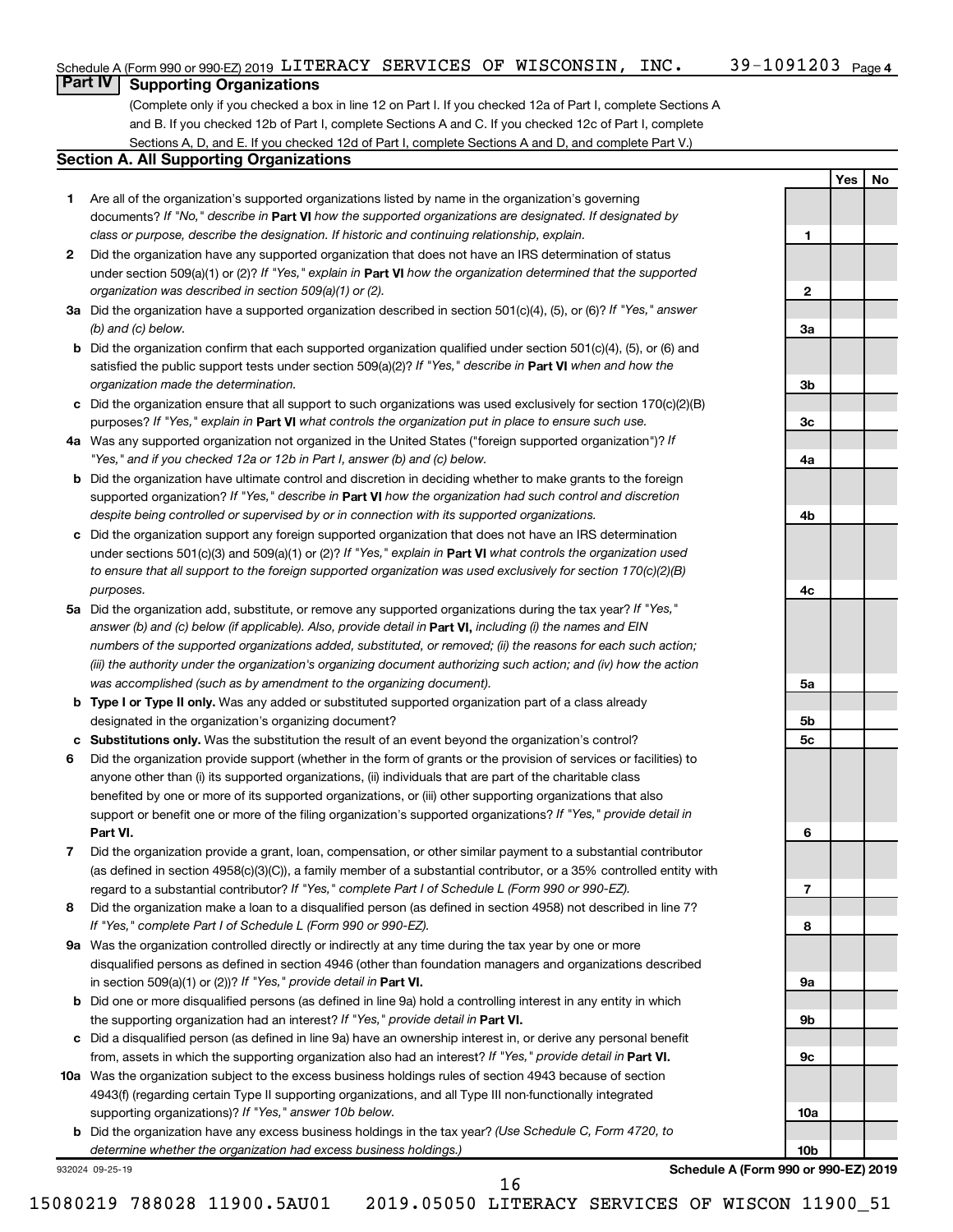Schedule A (Form 990 or 990-EZ) 2019 LITERACY SERVICES OF WISCONSIN, INC. 39-1091203 Page 4

## Part IV Supporting Organizations

(Complete only if you checked a box in line 12 on Part I. If you checked 12a of Part I, complete Sections A and B. If you checked 12b of Part I, complete Sections A and C. If you checked 12c of Part I, complete Sections A, D, and E. If you checked 12d of Part I, complete Sections A and D, and complete Part V.)

### Section A. All Supporting Organizations

| | | | Yes | No |
|---|---|---|---|---|
| **1** | Are all of the organization's supported organizations listed by name in the organization's governing documents? *If "No," describe in* **Part VI** *how the supported organizations are designated. If designated by class or purpose, describe the designation. If historic and continuing relationship, explain.* | 1 | | |
| **2** | Did the organization have any supported organization that does not have an IRS determination of status under section 509(a)(1) or (2)? *If "Yes," explain in* **Part VI** *how the organization determined that the supported organization was described in section 509(a)(1) or (2).* | 2 | | |
| **3a** | Did the organization have a supported organization described in section 501(c)(4), (5), or (6)? *If "Yes," answer (b) and (c) below.* | 3a | | |
| **b** | Did the organization confirm that each supported organization qualified under section 501(c)(4), (5), or (6) and satisfied the public support tests under section 509(a)(2)? *If "Yes," describe in* **Part VI** *when and how the organization made the determination.* | 3b | | |
| **c** | Did the organization ensure that all support to such organizations was used exclusively for section 170(c)(2)(B) purposes? *If "Yes," explain in* **Part VI** *what controls the organization put in place to ensure such use.* | 3c | | |
| **4a** | Was any supported organization not organized in the United States ("foreign supported organization")? *If "Yes," and if you checked 12a or 12b in Part I, answer (b) and (c) below.* | 4a | | |
| **b** | Did the organization have ultimate control and discretion in deciding whether to make grants to the foreign supported organization? *If "Yes," describe in* **Part VI** *how the organization had such control and discretion despite being controlled or supervised by or in connection with its supported organizations.* | 4b | | |
| **c** | Did the organization support any foreign supported organization that does not have an IRS determination under sections 501(c)(3) and 509(a)(1) or (2)? *If "Yes," explain in* **Part VI** *what controls the organization used to ensure that all support to the foreign supported organization was used exclusively for section 170(c)(2)(B) purposes.* | 4c | | |
| **5a** | Did the organization add, substitute, or remove any supported organizations during the tax year? *If "Yes," answer (b) and (c) below (if applicable). Also, provide detail in* **Part VI,** *including (i) the names and EIN numbers of the supported organizations added, substituted, or removed; (ii) the reasons for each such action; (iii) the authority under the organization's organizing document authorizing such action; and (iv) how the action was accomplished (such as by amendment to the organizing document).* | 5a | | |
| **b** | **Type I or Type II only.** Was any added or substituted supported organization part of a class already designated in the organization's organizing document? | 5b | | |
| **c** | **Substitutions only.** Was the substitution the result of an event beyond the organization's control? | 5c | | |
| **6** | Did the organization provide support (whether in the form of grants or the provision of services or facilities) to anyone other than (i) its supported organizations, (ii) individuals that are part of the charitable class benefited by one or more of its supported organizations, or (iii) other supporting organizations that also support or benefit one or more of the filing organization's supported organizations? *If "Yes," provide detail in* **Part VI.** | 6 | | |
| **7** | Did the organization provide a grant, loan, compensation, or other similar payment to a substantial contributor (as defined in section 4958(c)(3)(C)), a family member of a substantial contributor, or a 35% controlled entity with regard to a substantial contributor? *If "Yes," complete Part I of Schedule L (Form 990 or 990-EZ).* | 7 | | |
| **8** | Did the organization make a loan to a disqualified person (as defined in section 4958) not described in line 7? *If "Yes," complete Part I of Schedule L (Form 990 or 990-EZ).* | 8 | | |
| **9a** | Was the organization controlled directly or indirectly at any time during the tax year by one or more disqualified persons as defined in section 4946 (other than foundation managers and organizations described in section 509(a)(1) or (2))? *If "Yes," provide detail in* **Part VI.** | 9a | | |
| **b** | Did one or more disqualified persons (as defined in line 9a) hold a controlling interest in any entity in which the supporting organization had an interest? *If "Yes," provide detail in* **Part VI.** | 9b | | |
| **c** | Did a disqualified person (as defined in line 9a) have an ownership interest in, or derive any personal benefit from, assets in which the supporting organization also had an interest? *If "Yes," provide detail in* **Part VI.** | 9c | | |
| **10a** | Was the organization subject to the excess business holdings rules of section 4943 because of section 4943(f) (regarding certain Type II supporting organizations, and all Type III non-functionally integrated supporting organizations)? *If "Yes," answer 10b below.* | 10a | | |
| **b** | Did the organization have any excess business holdings in the tax year? *(Use Schedule C, Form 4720, to determine whether the organization had excess business holdings.)* | 10b | | |

932024 09-25-19 **Schedule A (Form 990 or 990-EZ) 2019**

15080219 788028 11900.5AU01 2019.05050 LITERACY SERVICES OF WISCON 11900_51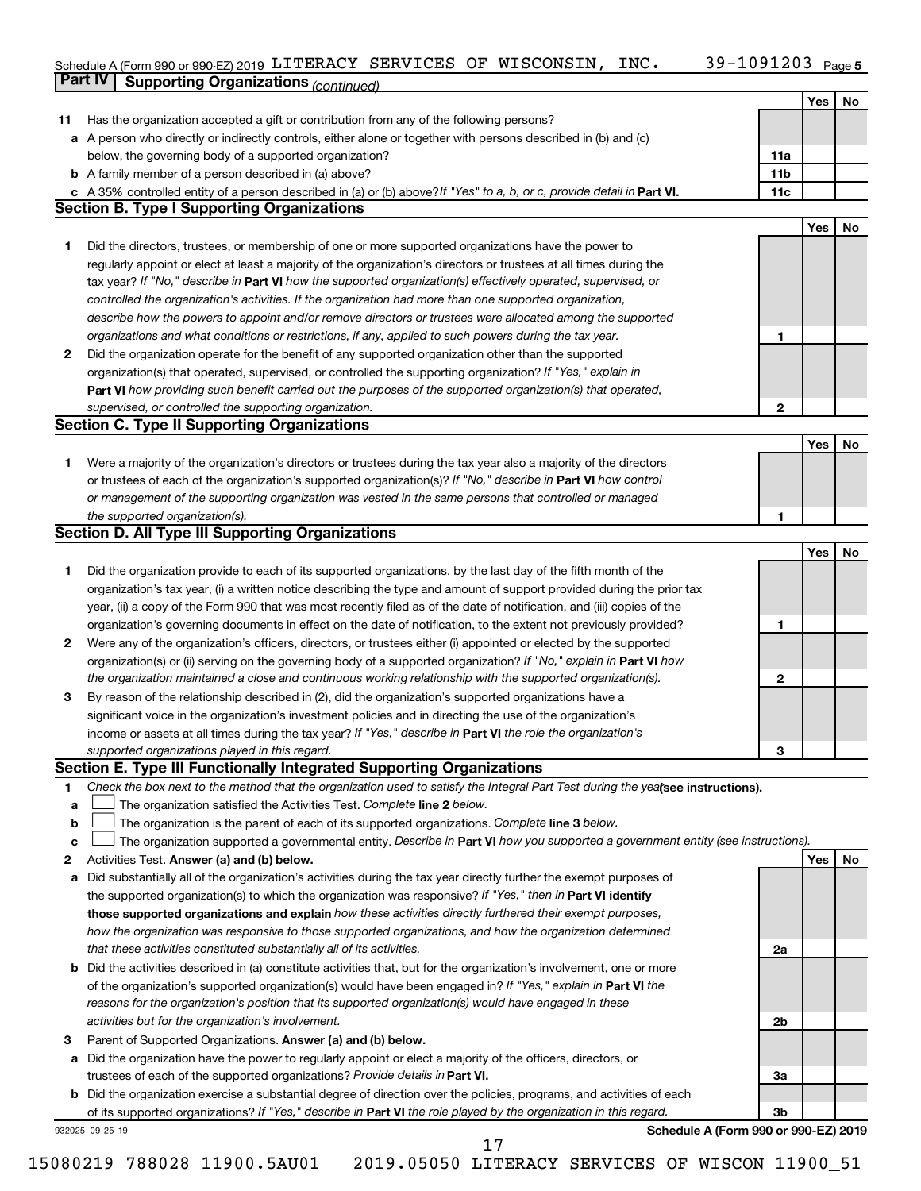Schedule A (Form 990 or 990-EZ) 2019 LITERACY SERVICES OF WISCONSIN, INC. 39-1091203 Page 5

**Part IV | Supporting Organizations** *(continued)*

| | | | Yes | No |
|---|---|---|---|---|
| **11** | Has the organization accepted a gift or contribution from any of the following persons? | | | |
| **a** | A person who directly or indirectly controls, either alone or together with persons described in (b) and (c) below, the governing body of a supported organization? | 11a | | |
| **b** | A family member of a person described in (a) above? | 11b | | |
| **c** | A 35% controlled entity of a person described in (a) or (b) above? *If "Yes" to a, b, or c, provide detail in* **Part VI.** | 11c | | |

## Section B. Type I Supporting Organizations

| | | | Yes | No |
|---|---|---|---|---|
| **1** | Did the directors, trustees, or membership of one or more supported organizations have the power to regularly appoint or elect at least a majority of the organization's directors or trustees at all times during the tax year? *If "No," describe in* **Part VI** *how the supported organization(s) effectively operated, supervised, or controlled the organization's activities. If the organization had more than one supported organization, describe how the powers to appoint and/or remove directors or trustees were allocated among the supported organizations and what conditions or restrictions, if any, applied to such powers during the tax year.* | 1 | | |
| **2** | Did the organization operate for the benefit of any supported organization other than the supported organization(s) that operated, supervised, or controlled the supporting organization? *If "Yes," explain in* **Part VI** *how providing such benefit carried out the purposes of the supported organization(s) that operated, supervised, or controlled the supporting organization.* | 2 | | |

## Section C. Type II Supporting Organizations

| | | | Yes | No |
|---|---|---|---|---|
| **1** | Were a majority of the organization's directors or trustees during the tax year also a majority of the directors or trustees of each of the organization's supported organization(s)? *If "No," describe in* **Part VI** *how control or management of the supporting organization was vested in the same persons that controlled or managed the supported organization(s).* | 1 | | |

## Section D. All Type III Supporting Organizations

| | | | Yes | No |
|---|---|---|---|---|
| **1** | Did the organization provide to each of its supported organizations, by the last day of the fifth month of the organization's tax year, (i) a written notice describing the type and amount of support provided during the prior tax year, (ii) a copy of the Form 990 that was most recently filed as of the date of notification, and (iii) copies of the organization's governing documents in effect on the date of notification, to the extent not previously provided? | 1 | | |
| **2** | Were any of the organization's officers, directors, or trustees either (i) appointed or elected by the supported organization(s) or (ii) serving on the governing body of a supported organization? *If "No," explain in* **Part VI** *how the organization maintained a close and continuous working relationship with the supported organization(s).* | 2 | | |
| **3** | By reason of the relationship described in (2), did the organization's supported organizations have a significant voice in the organization's investment policies and in directing the use of the organization's income or assets at all times during the tax year? *If "Yes," describe in* **Part VI** *the role the organization's supported organizations played in this regard.* | 3 | | |

## Section E. Type III Functionally Integrated Supporting Organizations

**1** *Check the box next to the method that the organization used to satisfy the Integral Part Test during the year* **(see instructions).**

**a** ☐ The organization satisfied the Activities Test. *Complete* **line 2** *below.*

**b** ☐ The organization is the parent of each of its supported organizations. *Complete* **line 3** *below.*

**c** ☐ The organization supported a governmental entity. *Describe in* **Part VI** *how you supported a government entity (see instructions).*

| | | | Yes | No |
|---|---|---|---|---|
| **2** | Activities Test. **Answer (a) and (b) below.** | | | |
| **a** | Did substantially all of the organization's activities during the tax year directly further the exempt purposes of the supported organization(s) to which the organization was responsive? *If "Yes," then in* **Part VI identify those supported organizations and explain** *how these activities directly furthered their exempt purposes, how the organization was responsive to those supported organizations, and how the organization determined that these activities constituted substantially all of its activities.* | 2a | | |
| **b** | Did the activities described in (a) constitute activities that, but for the organization's involvement, one or more of the organization's supported organization(s) would have been engaged in? *If "Yes," explain in* **Part VI** *the reasons for the organization's position that its supported organization(s) would have engaged in these activities but for the organization's involvement.* | 2b | | |
| **3** | Parent of Supported Organizations. **Answer (a) and (b) below.** | | | |
| **a** | Did the organization have the power to regularly appoint or elect a majority of the officers, directors, or trustees of each of the supported organizations? *Provide details in* **Part VI.** | 3a | | |
| **b** | Did the organization exercise a substantial degree of direction over the policies, programs, and activities of each of its supported organizations? *If "Yes," describe in* **Part VI** *the role played by the organization in this regard.* | 3b | | |

932025 09-25-19 **Schedule A (Form 990 or 990-EZ) 2019**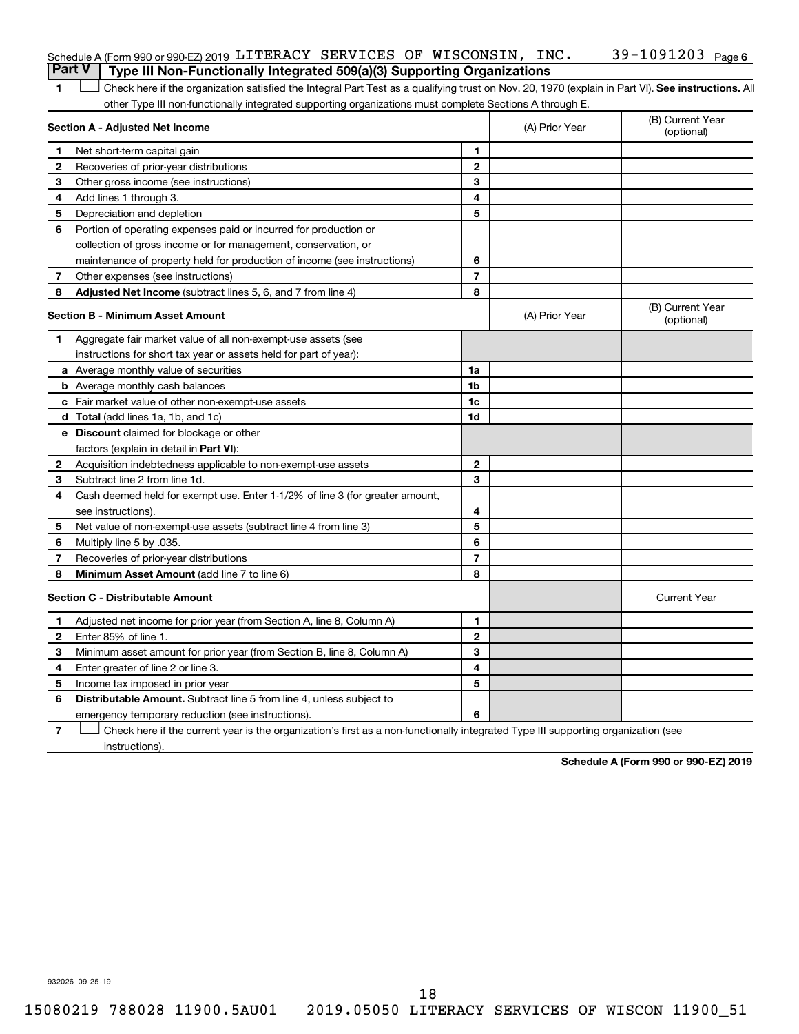Schedule A (Form 990 or 990-EZ) 2019 LITERACY SERVICES OF WISCONSIN, INC. 39-1091203 Page 6

## Part V | Type III Non-Functionally Integrated 509(a)(3) Supporting Organizations

1 ☐ Check here if the organization satisfied the Integral Part Test as a qualifying trust on Nov. 20, 1970 (explain in Part VI). **See instructions.** All other Type III non-functionally integrated supporting organizations must complete Sections A through E.

| **Section A - Adjusted Net Income** | | | (A) Prior Year | (B) Current Year (optional) |
|---|---|---|---|---|
| 1 | Net short-term capital gain | 1 | | |
| 2 | Recoveries of prior-year distributions | 2 | | |
| 3 | Other gross income (see instructions) | 3 | | |
| 4 | Add lines 1 through 3. | 4 | | |
| 5 | Depreciation and depletion | 5 | | |
| 6 | Portion of operating expenses paid or incurred for production or collection of gross income or for management, conservation, or maintenance of property held for production of income (see instructions) | 6 | | |
| 7 | Other expenses (see instructions) | 7 | | |
| 8 | **Adjusted Net Income** (subtract lines 5, 6, and 7 from line 4) | 8 | | |

| **Section B - Minimum Asset Amount** | | | (A) Prior Year | (B) Current Year (optional) |
|---|---|---|---|---|
| 1 | Aggregate fair market value of all non-exempt-use assets (see instructions for short tax year or assets held for part of year): | | | |
| a | Average monthly value of securities | 1a | | |
| b | Average monthly cash balances | 1b | | |
| c | Fair market value of other non-exempt-use assets | 1c | | |
| d | **Total** (add lines 1a, 1b, and 1c) | 1d | | |
| e | **Discount** claimed for blockage or other factors (explain in detail in **Part VI**): | | | |
| 2 | Acquisition indebtedness applicable to non-exempt-use assets | 2 | | |
| 3 | Subtract line 2 from line 1d. | 3 | | |
| 4 | Cash deemed held for exempt use. Enter 1-1/2% of line 3 (for greater amount, see instructions). | 4 | | |
| 5 | Net value of non-exempt-use assets (subtract line 4 from line 3) | 5 | | |
| 6 | Multiply line 5 by .035. | 6 | | |
| 7 | Recoveries of prior-year distributions | 7 | | |
| 8 | **Minimum Asset Amount** (add line 7 to line 6) | 8 | | |

| **Section C - Distributable Amount** | | | | Current Year |
|---|---|---|---|---|
| 1 | Adjusted net income for prior year (from Section A, line 8, Column A) | 1 | | |
| 2 | Enter 85% of line 1. | 2 | | |
| 3 | Minimum asset amount for prior year (from Section B, line 8, Column A) | 3 | | |
| 4 | Enter greater of line 2 or line 3. | 4 | | |
| 5 | Income tax imposed in prior year | 5 | | |
| 6 | **Distributable Amount.** Subtract line 5 from line 4, unless subject to emergency temporary reduction (see instructions). | 6 | | |

7 ☐ Check here if the current year is the organization's first as a non-functionally integrated Type III supporting organization (see instructions).

**Schedule A (Form 990 or 990-EZ) 2019**

932026 09-25-19

15080219 788028 11900.5AU01 2019.05050 LITERACY SERVICES OF WISCON 11900_51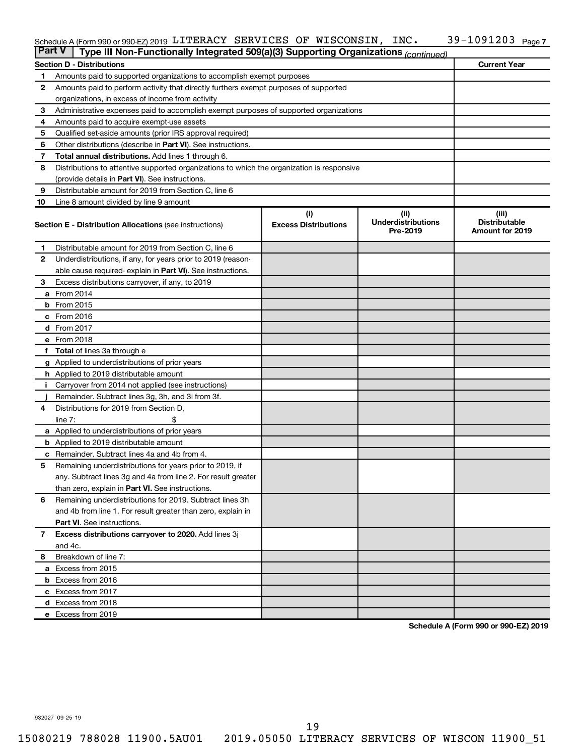Schedule A (Form 990 or 990-EZ) 2019 LITERACY SERVICES OF WISCONSIN, INC. 39-1091203 Page 7

**Part V | Type III Non-Functionally Integrated 509(a)(3) Supporting Organizations** *(continued)*

| Section D - Distributions | | Current Year |
|---|---|---|
| 1 | Amounts paid to supported organizations to accomplish exempt purposes | |
| 2 | Amounts paid to perform activity that directly furthers exempt purposes of supported organizations, in excess of income from activity | |
| 3 | Administrative expenses paid to accomplish exempt purposes of supported organizations | |
| 4 | Amounts paid to acquire exempt-use assets | |
| 5 | Qualified set-aside amounts (prior IRS approval required) | |
| 6 | Other distributions (describe in **Part VI**). See instructions. | |
| 7 | **Total annual distributions.** Add lines 1 through 6. | |
| 8 | Distributions to attentive supported organizations to which the organization is responsive (provide details in **Part VI**). See instructions. | |
| 9 | Distributable amount for 2019 from Section C, line 6 | |
| 10 | Line 8 amount divided by line 9 amount | |

| Section E - Distribution Allocations (see instructions) | | (i) Excess Distributions | (ii) Underdistributions Pre-2019 | (iii) Distributable Amount for 2019 |
|---|---|---|---|---|
| 1 | Distributable amount for 2019 from Section C, line 6 | | | |
| 2 | Underdistributions, if any, for years prior to 2019 (reasonable cause required- explain in **Part VI**). See instructions. | | | |
| 3 | Excess distributions carryover, if any, to 2019 | | | |
| a | From 2014 | | | |
| b | From 2015 | | | |
| c | From 2016 | | | |
| d | From 2017 | | | |
| e | From 2018 | | | |
| f | **Total** of lines 3a through e | | | |
| g | Applied to underdistributions of prior years | | | |
| h | Applied to 2019 distributable amount | | | |
| i | Carryover from 2014 not applied (see instructions) | | | |
| j | Remainder. Subtract lines 3g, 3h, and 3i from 3f. | | | |
| 4 | Distributions for 2019 from Section D, line 7: $ | | | |
| a | Applied to underdistributions of prior years | | | |
| b | Applied to 2019 distributable amount | | | |
| c | Remainder. Subtract lines 4a and 4b from 4. | | | |
| 5 | Remaining underdistributions for years prior to 2019, if any. Subtract lines 3g and 4a from line 2. For result greater than zero, explain in **Part VI.** See instructions. | | | |
| 6 | Remaining underdistributions for 2019. Subtract lines 3h and 4b from line 1. For result greater than zero, explain in **Part VI**. See instructions. | | | |
| 7 | **Excess distributions carryover to 2020.** Add lines 3j and 4c. | | | |
| 8 | Breakdown of line 7: | | | |
| a | Excess from 2015 | | | |
| b | Excess from 2016 | | | |
| c | Excess from 2017 | | | |
| d | Excess from 2018 | | | |
| e | Excess from 2019 | | | |

**Schedule A (Form 990 or 990-EZ) 2019**

932027 09-25-19

15080219 788028 11900.5AU01 2019.05050 LITERACY SERVICES OF WISCON 11900_51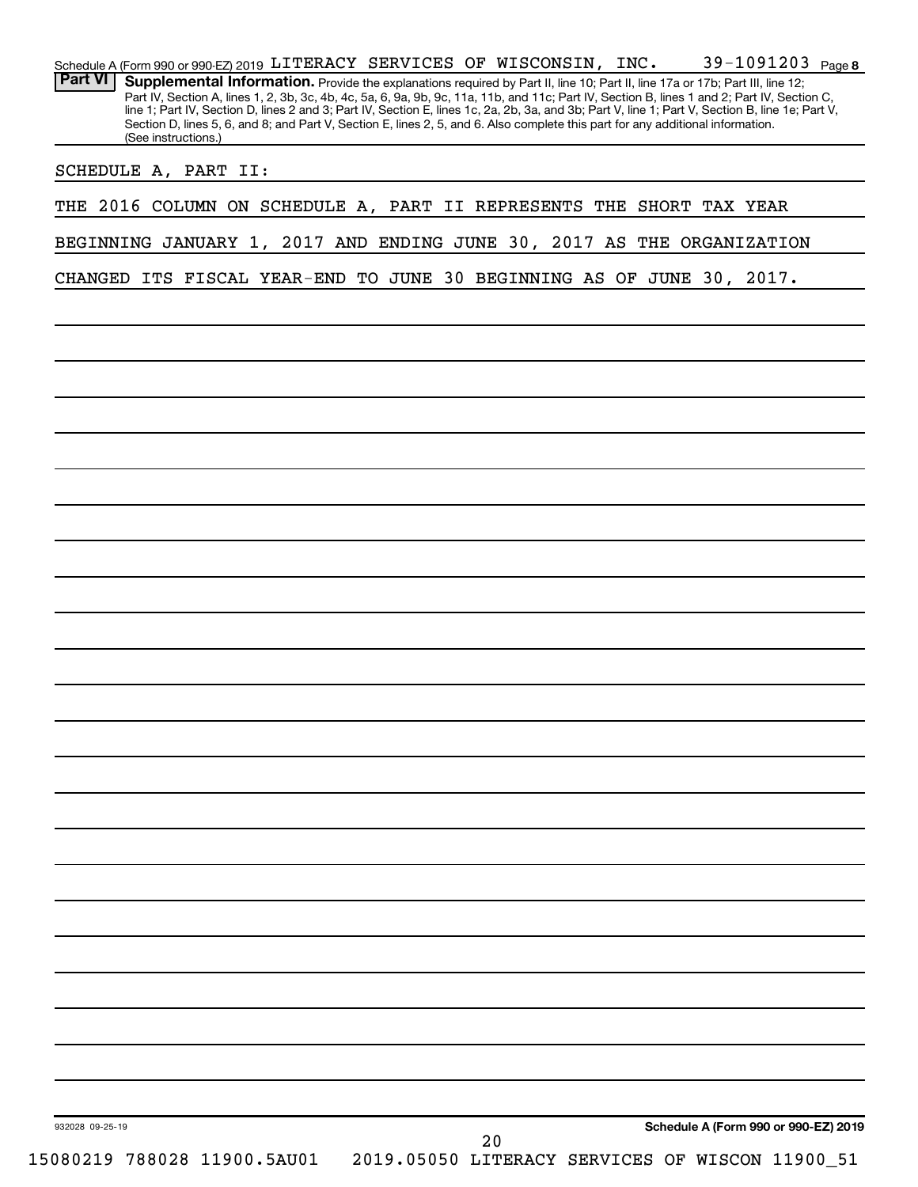Schedule A (Form 990 or 990-EZ) 2019 LITERACY SERVICES OF WISCONSIN, INC. 39-1091203 Page 8

**Part VI** **Supplemental Information.** Provide the explanations required by Part II, line 10; Part II, line 17a or 17b; Part III, line 12; Part IV, Section A, lines 1, 2, 3b, 3c, 4b, 4c, 5a, 6, 9a, 9b, 9c, 11a, 11b, and 11c; Part IV, Section B, lines 1 and 2; Part IV, Section C, line 1; Part IV, Section D, lines 2 and 3; Part IV, Section E, lines 1c, 2a, 2b, 3a, and 3b; Part V, line 1; Part V, Section B, line 1e; Part V, Section D, lines 5, 6, and 8; and Part V, Section E, lines 2, 5, and 6. Also complete this part for any additional information. (See instructions.)

SCHEDULE A, PART II:

THE 2016 COLUMN ON SCHEDULE A, PART II REPRESENTS THE SHORT TAX YEAR BEGINNING JANUARY 1, 2017 AND ENDING JUNE 30, 2017 AS THE ORGANIZATION CHANGED ITS FISCAL YEAR-END TO JUNE 30 BEGINNING AS OF JUNE 30, 2017.

932028 09-25-19

**Schedule A (Form 990 or 990-EZ) 2019**

15080219 788028 11900.5AU01 2019.05050 LITERACY SERVICES OF WISCON 11900_51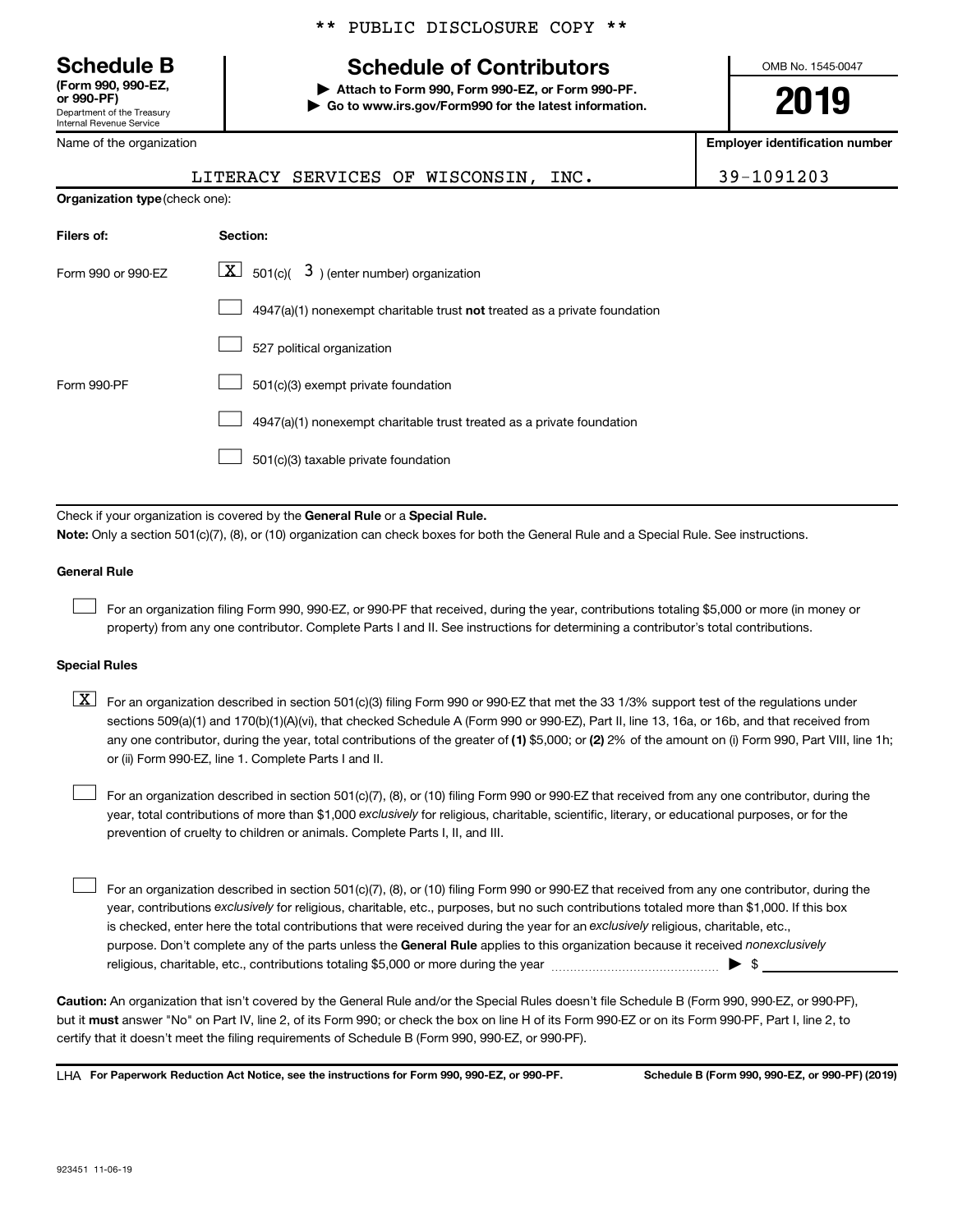** PUBLIC DISCLOSURE COPY **

# Schedule B
**(Form 990, 990-EZ, or 990-PF)**
Department of the Treasury
Internal Revenue Service

## Schedule of Contributors

▶ **Attach to Form 990, Form 990-EZ, or Form 990-PF.**
▶ **Go to www.irs.gov/Form990 for the latest information.**

OMB No. 1545-0047

**2019**

| Name of the organization | Employer identification number |
|---|---|
| LITERACY SERVICES OF WISCONSIN, INC. | 39-1091203 |

**Organization type** (check one):

| Filers of: | Section: |
|---|---|
| Form 990 or 990-EZ | [X] 501(c)( 3 ) (enter number) organization |
| | [ ] 4947(a)(1) nonexempt charitable trust **not** treated as a private foundation |
| | [ ] 527 political organization |
| Form 990-PF | [ ] 501(c)(3) exempt private foundation |
| | [ ] 4947(a)(1) nonexempt charitable trust treated as a private foundation |
| | [ ] 501(c)(3) taxable private foundation |

Check if your organization is covered by the **General Rule** or a **Special Rule.**

**Note:** Only a section 501(c)(7), (8), or (10) organization can check boxes for both the General Rule and a Special Rule. See instructions.

**General Rule**

[ ] For an organization filing Form 990, 990-EZ, or 990-PF that received, during the year, contributions totaling $5,000 or more (in money or property) from any one contributor. Complete Parts I and II. See instructions for determining a contributor's total contributions.

**Special Rules**

[X] For an organization described in section 501(c)(3) filing Form 990 or 990-EZ that met the 33 1/3% support test of the regulations under sections 509(a)(1) and 170(b)(1)(A)(vi), that checked Schedule A (Form 990 or 990-EZ), Part II, line 13, 16a, or 16b, and that received from any one contributor, during the year, total contributions of the greater of **(1)** $5,000; or **(2)** 2% of the amount on (i) Form 990, Part VIII, line 1h; or (ii) Form 990-EZ, line 1. Complete Parts I and II.

[ ] For an organization described in section 501(c)(7), (8), or (10) filing Form 990 or 990-EZ that received from any one contributor, during the year, total contributions of more than $1,000 *exclusively* for religious, charitable, scientific, literary, or educational purposes, or for the prevention of cruelty to children or animals. Complete Parts I, II, and III.

[ ] For an organization described in section 501(c)(7), (8), or (10) filing Form 990 or 990-EZ that received from any one contributor, during the year, contributions *exclusively* for religious, charitable, etc., purposes, but no such contributions totaled more than $1,000. If this box is checked, enter here the total contributions that were received during the year for an *exclusively* religious, charitable, etc., purpose. Don't complete any of the parts unless the **General Rule** applies to this organization because it received *nonexclusively* religious, charitable, etc., contributions totaling $5,000 or more during the year ▶ $ ____________

**Caution:** An organization that isn't covered by the General Rule and/or the Special Rules doesn't file Schedule B (Form 990, 990-EZ, or 990-PF), but it **must** answer "No" on Part IV, line 2, of its Form 990; or check the box on line H of its Form 990-EZ or on its Form 990-PF, Part I, line 2, to certify that it doesn't meet the filing requirements of Schedule B (Form 990, 990-EZ, or 990-PF).

LHA **For Paperwork Reduction Act Notice, see the instructions for Form 990, 990-EZ, or 990-PF.** **Schedule B (Form 990, 990-EZ, or 990-PF) (2019)**

923451 11-06-19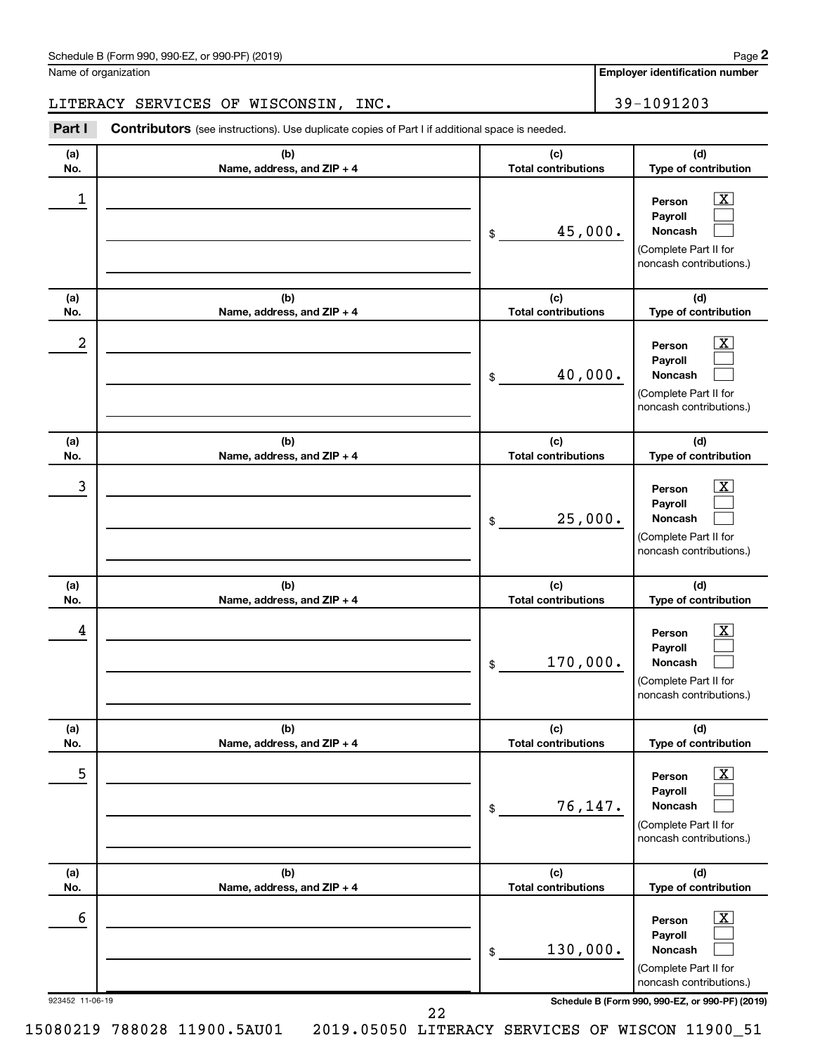Schedule B (Form 990, 990-EZ, or 990-PF) (2019)

Name of organization: LITERACY SERVICES OF WISCONSIN, INC.

Employer identification number: 39-1091203

**Part I** **Contributors** (see instructions). Use duplicate copies of Part I if additional space is needed.

| (a) No. | (b) Name, address, and ZIP + 4 | (c) Total contributions | (d) Type of contribution |
|---|---|---|---|
| 1 | | $ 45,000. | Person [X] Payroll [ ] Noncash [ ] (Complete Part II for noncash contributions.) |
| 2 | | $ 40,000. | Person [X] Payroll [ ] Noncash [ ] (Complete Part II for noncash contributions.) |
| 3 | | $ 25,000. | Person [X] Payroll [ ] Noncash [ ] (Complete Part II for noncash contributions.) |
| 4 | | $ 170,000. | Person [X] Payroll [ ] Noncash [ ] (Complete Part II for noncash contributions.) |
| 5 | | $ 76,147. | Person [X] Payroll [ ] Noncash [ ] (Complete Part II for noncash contributions.) |
| 6 | | $ 130,000. | Person [X] Payroll [ ] Noncash [ ] (Complete Part II for noncash contributions.) |

923452 11-06-19

Schedule B (Form 990, 990-EZ, or 990-PF) (2019)

15080219 788028 11900.5AU01 2019.05050 LITERACY SERVICES OF WISCON 11900_51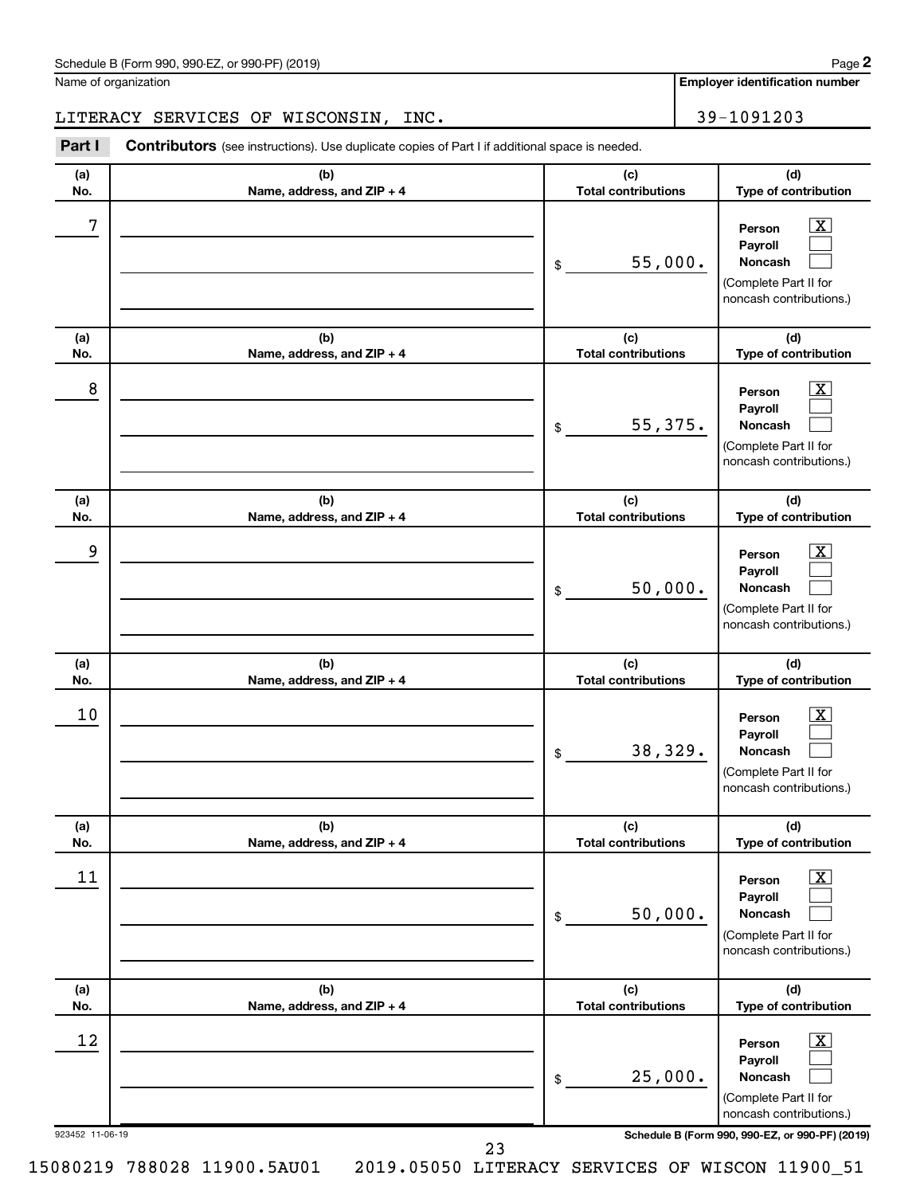Schedule B (Form 990, 990-EZ, or 990-PF) (2019)

Name of organization: LITERACY SERVICES OF WISCONSIN, INC.

Employer identification number: 39-1091203

**Part I** **Contributors** (see instructions). Use duplicate copies of Part I if additional space is needed.

| (a) No. | (b) Name, address, and ZIP + 4 | (c) Total contributions | (d) Type of contribution |
|---|---|---|---|
| 7 | | $ 55,000. | Person [X] Payroll [ ] Noncash [ ] (Complete Part II for noncash contributions.) |
| 8 | | $ 55,375. | Person [X] Payroll [ ] Noncash [ ] (Complete Part II for noncash contributions.) |
| 9 | | $ 50,000. | Person [X] Payroll [ ] Noncash [ ] (Complete Part II for noncash contributions.) |
| 10 | | $ 38,329. | Person [X] Payroll [ ] Noncash [ ] (Complete Part II for noncash contributions.) |
| 11 | | $ 50,000. | Person [X] Payroll [ ] Noncash [ ] (Complete Part II for noncash contributions.) |
| 12 | | $ 25,000. | Person [X] Payroll [ ] Noncash [ ] (Complete Part II for noncash contributions.) |

923452 11-06-19

Schedule B (Form 990, 990-EZ, or 990-PF) (2019)

15080219 788028 11900.5AU01 2019.05050 LITERACY SERVICES OF WISCON 11900_51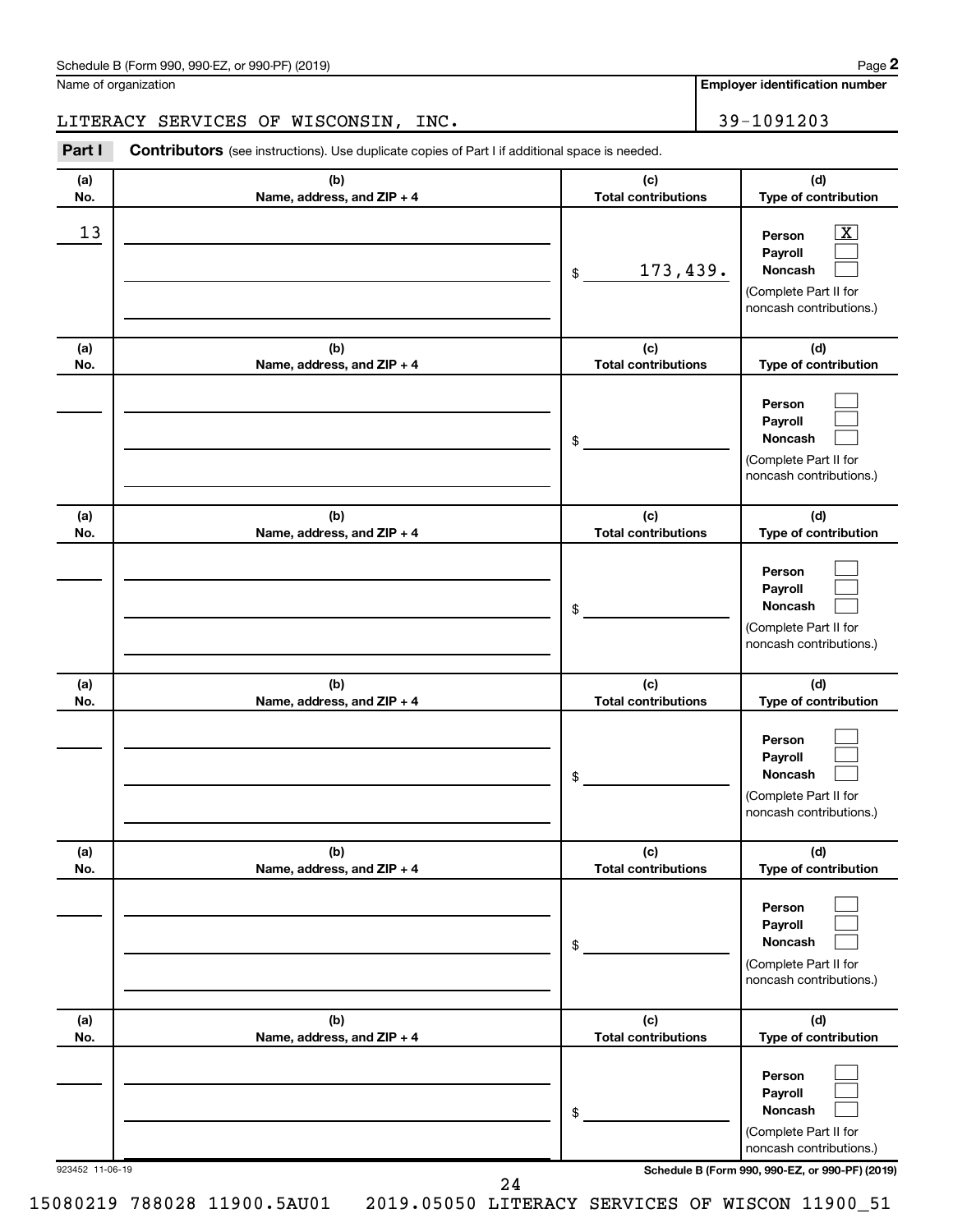Schedule B (Form 990, 990-EZ, or 990-PF) (2019)

Name of organization: LITERACY SERVICES OF WISCONSIN, INC.

Employer identification number: 39-1091203

## Part I Contributors (see instructions). Use duplicate copies of Part I if additional space is needed.

| (a) No. | (b) Name, address, and ZIP + 4 | (c) Total contributions | (d) Type of contribution |
|---|---|---|---|
| 13 | | $ 173,439. | Person [X] Payroll [ ] Noncash [ ] (Complete Part II for noncash contributions.) |
| | | $ | Person [ ] Payroll [ ] Noncash [ ] (Complete Part II for noncash contributions.) |
| | | $ | Person [ ] Payroll [ ] Noncash [ ] (Complete Part II for noncash contributions.) |
| | | $ | Person [ ] Payroll [ ] Noncash [ ] (Complete Part II for noncash contributions.) |
| | | $ | Person [ ] Payroll [ ] Noncash [ ] (Complete Part II for noncash contributions.) |
| | | $ | Person [ ] Payroll [ ] Noncash [ ] (Complete Part II for noncash contributions.) |

923452 11-06-19

Schedule B (Form 990, 990-EZ, or 990-PF) (2019)

15080219 788028 11900.5AU01 2019.05050 LITERACY SERVICES OF WISCON 11900_51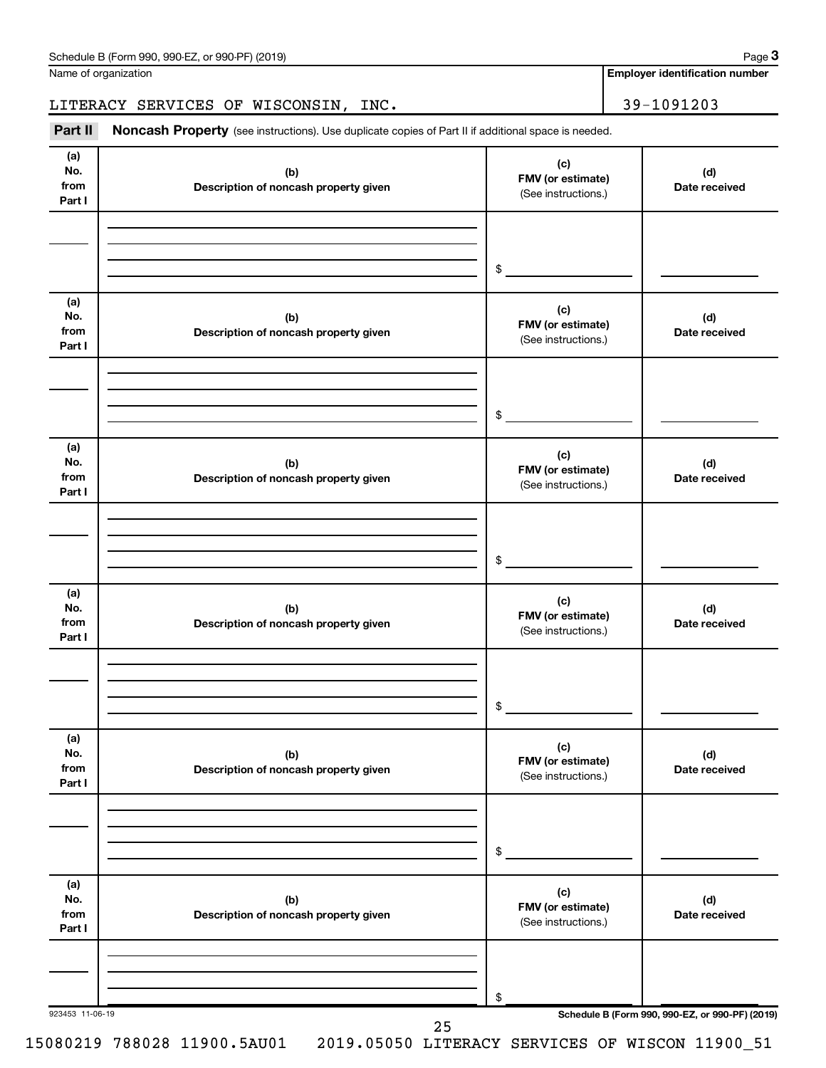Name of organization

LITERACY SERVICES OF WISCONSIN, INC.

**Employer identification number**

39-1091203

**Part II** **Noncash Property** (see instructions). Use duplicate copies of Part II if additional space is needed.

| (a) No. from Part I | (b) Description of noncash property given | (c) FMV (or estimate) (See instructions.) | (d) Date received |
|---|---|---|---|
| | | $ | |

| (a) No. from Part I | (b) Description of noncash property given | (c) FMV (or estimate) (See instructions.) | (d) Date received |
|---|---|---|---|
| | | $ | |

| (a) No. from Part I | (b) Description of noncash property given | (c) FMV (or estimate) (See instructions.) | (d) Date received |
|---|---|---|---|
| | | $ | |

| (a) No. from Part I | (b) Description of noncash property given | (c) FMV (or estimate) (See instructions.) | (d) Date received |
|---|---|---|---|
| | | $ | |

| (a) No. from Part I | (b) Description of noncash property given | (c) FMV (or estimate) (See instructions.) | (d) Date received |
|---|---|---|---|
| | | $ | |

| (a) No. from Part I | (b) Description of noncash property given | (c) FMV (or estimate) (See instructions.) | (d) Date received |
|---|---|---|---|
| | | $ | |

923453 11-06-19

**Schedule B (Form 990, 990-EZ, or 990-PF) (2019)**

15080219 788028 11900.5AU01 2019.05050 LITERACY SERVICES OF WISCON 11900_51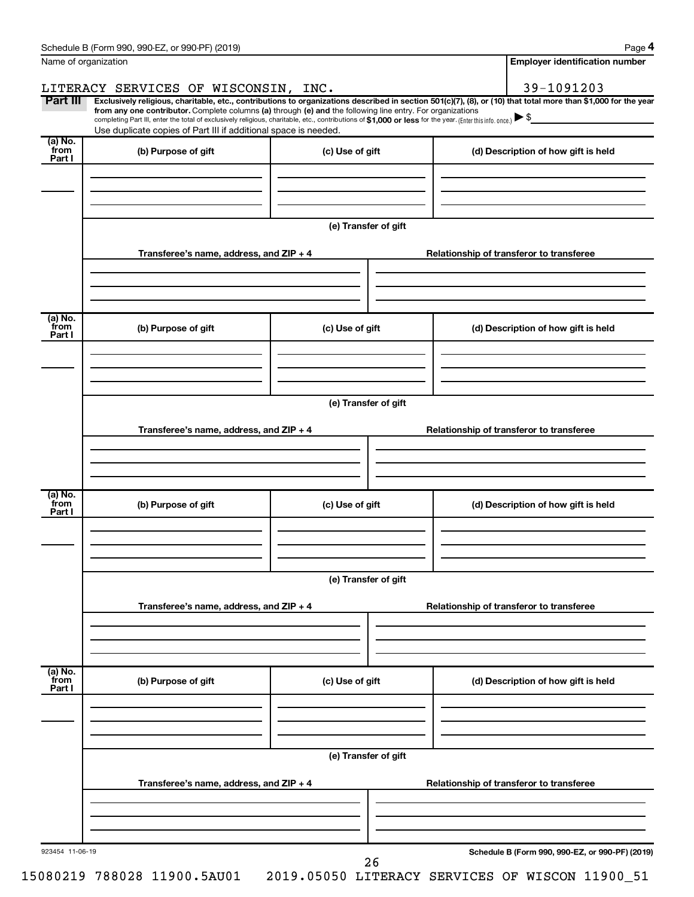Name of organization

**Employer identification number**

LITERACY SERVICES OF WISCONSIN, INC.

39-1091203

**Part III** **Exclusively religious, charitable, etc., contributions to organizations described in section 501(c)(7), (8), or (10) that total more than $1,000 for the year from any one contributor.** Complete columns **(a)** through **(e)** and the following line entry. For organizations completing Part III, enter the total of exclusively religious, charitable, etc., contributions of **$1,000 or less** for the year. (Enter this info. once.) ▶ $

Use duplicate copies of Part III if additional space is needed.

| (a) No. from Part I | (b) Purpose of gift | (c) Use of gift | (d) Description of how gift is held |
|---|---|---|---|
| | | | |

(e) Transfer of gift

| Transferee's name, address, and ZIP + 4 | Relationship of transferor to transferee |
|---|---|
| | |

| (a) No. from Part I | (b) Purpose of gift | (c) Use of gift | (d) Description of how gift is held |
|---|---|---|---|
| | | | |

(e) Transfer of gift

| Transferee's name, address, and ZIP + 4 | Relationship of transferor to transferee |
|---|---|
| | |

| (a) No. from Part I | (b) Purpose of gift | (c) Use of gift | (d) Description of how gift is held |
|---|---|---|---|
| | | | |

(e) Transfer of gift

| Transferee's name, address, and ZIP + 4 | Relationship of transferor to transferee |
|---|---|
| | |

| (a) No. from Part I | (b) Purpose of gift | (c) Use of gift | (d) Description of how gift is held |
|---|---|---|---|
| | | | |

(e) Transfer of gift

| Transferee's name, address, and ZIP + 4 | Relationship of transferor to transferee |
|---|---|
| | |

923454 11-06-19

**Schedule B (Form 990, 990-EZ, or 990-PF) (2019)**

15080219 788028 11900.5AU01 2019.05050 LITERACY SERVICES OF WISCON 11900_51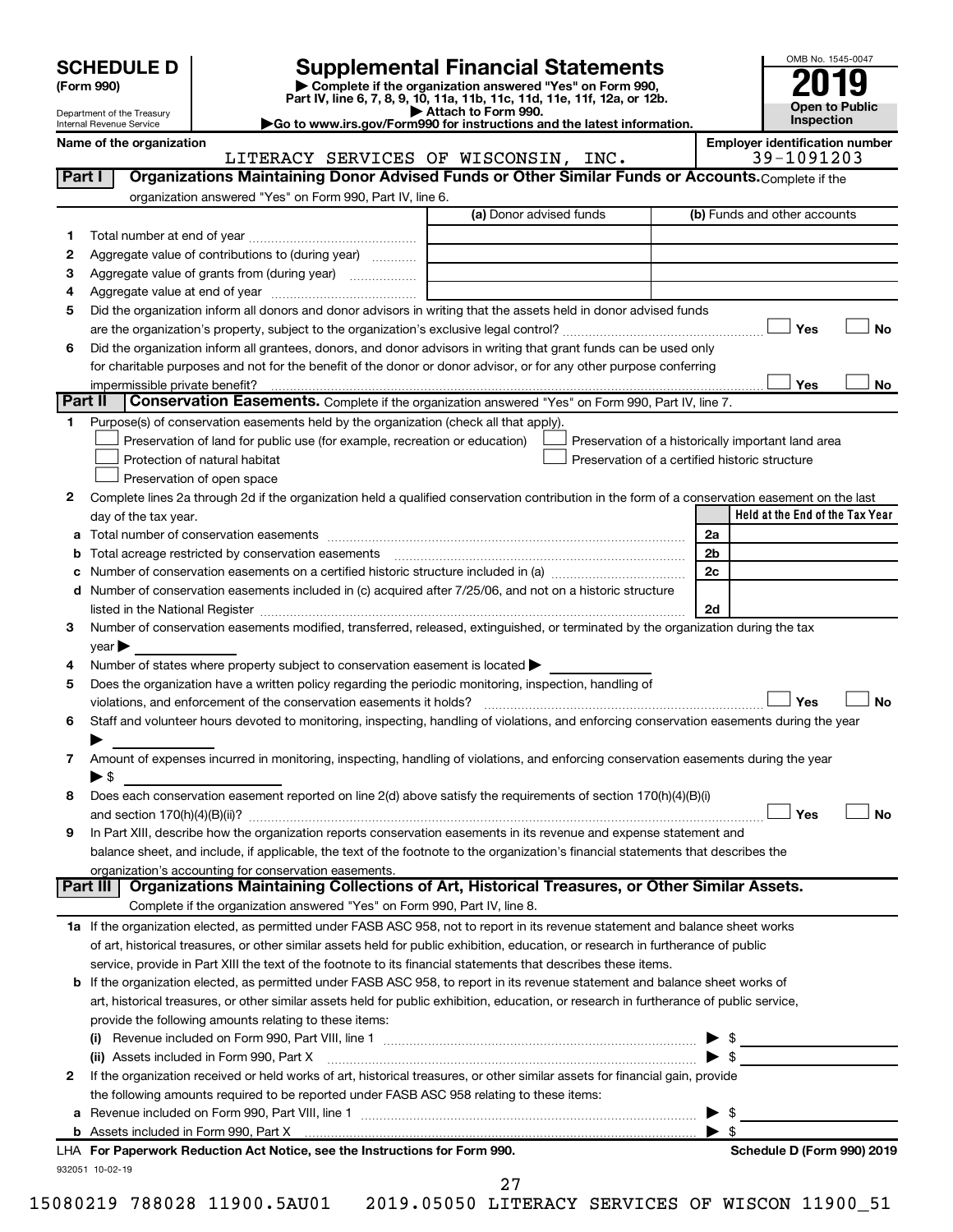# SCHEDULE D (Form 990)

Department of the Treasury
Internal Revenue Service

## Supplemental Financial Statements

▶ Complete if the organization answered "Yes" on Form 990, Part IV, line 6, 7, 8, 9, 10, 11a, 11b, 11c, 11d, 11e, 11f, 12a, or 12b.
▶ Attach to Form 990.
▶Go to www.irs.gov/Form990 for instructions and the latest information.

OMB No. 1545-0047

**2019**

**Open to Public Inspection**

**Name of the organization:** LITERACY SERVICES OF WISCONSIN, INC.

**Employer identification number:** 39-1091203

### Part I — Organizations Maintaining Donor Advised Funds or Other Similar Funds or Accounts.
Complete if the organization answered "Yes" on Form 990, Part IV, line 6.

| | | (a) Donor advised funds | (b) Funds and other accounts |
|---|---|---|---|
| 1 | Total number at end of year | | |
| 2 | Aggregate value of contributions to (during year) | | |
| 3 | Aggregate value of grants from (during year) | | |
| 4 | Aggregate value at end of year | | |

5 Did the organization inform all donors and donor advisors in writing that the assets held in donor advised funds are the organization's property, subject to the organization's exclusive legal control? ☐ Yes ☐ No

6 Did the organization inform all grantees, donors, and donor advisors in writing that grant funds can be used only for charitable purposes and not for the benefit of the donor or donor advisor, or for any other purpose conferring impermissible private benefit? ☐ Yes ☐ No

### Part II — Conservation Easements.
Complete if the organization answered "Yes" on Form 990, Part IV, line 7.

1 Purpose(s) of conservation easements held by the organization (check all that apply).

- ☐ Preservation of land for public use (for example, recreation or education)
- ☐ Protection of natural habitat
- ☐ Preservation of open space
- ☐ Preservation of a historically important land area
- ☐ Preservation of a certified historic structure

2 Complete lines 2a through 2d if the organization held a qualified conservation contribution in the form of a conservation easement on the last day of the tax year.

| | | | Held at the End of the Tax Year |
|---|---|---|---|
| a | Total number of conservation easements | 2a | |
| b | Total acreage restricted by conservation easements | 2b | |
| c | Number of conservation easements on a certified historic structure included in (a) | 2c | |
| d | Number of conservation easements included in (c) acquired after 7/25/06, and not on a historic structure listed in the National Register | 2d | |

3 Number of conservation easements modified, transferred, released, extinguished, or terminated by the organization during the tax year ▶

4 Number of states where property subject to conservation easement is located ▶

5 Does the organization have a written policy regarding the periodic monitoring, inspection, handling of violations, and enforcement of the conservation easements it holds? ☐ Yes ☐ No

6 Staff and volunteer hours devoted to monitoring, inspecting, handling of violations, and enforcing conservation easements during the year ▶

7 Amount of expenses incurred in monitoring, inspecting, handling of violations, and enforcing conservation easements during the year ▶ $

8 Does each conservation easement reported on line 2(d) above satisfy the requirements of section 170(h)(4)(B)(i) and section 170(h)(4)(B)(ii)? ☐ Yes ☐ No

9 In Part XIII, describe how the organization reports conservation easements in its revenue and expense statement and balance sheet, and include, if applicable, the text of the footnote to the organization's financial statements that describes the organization's accounting for conservation easements.

### Part III — Organizations Maintaining Collections of Art, Historical Treasures, or Other Similar Assets.
Complete if the organization answered "Yes" on Form 990, Part IV, line 8.

1a If the organization elected, as permitted under FASB ASC 958, not to report in its revenue statement and balance sheet works of art, historical treasures, or other similar assets held for public exhibition, education, or research in furtherance of public service, provide in Part XIII the text of the footnote to its financial statements that describes these items.

b If the organization elected, as permitted under FASB ASC 958, to report in its revenue statement and balance sheet works of art, historical treasures, or other similar assets held for public exhibition, education, or research in furtherance of public service, provide the following amounts relating to these items:

(i) Revenue included on Form 990, Part VIII, line 1 ▶ $

(ii) Assets included in Form 990, Part X ▶ $

2 If the organization received or held works of art, historical treasures, or other similar assets for financial gain, provide the following amounts required to be reported under FASB ASC 958 relating to these items:

a Revenue included on Form 990, Part VIII, line 1 ▶ $

b Assets included in Form 990, Part X ▶ $

LHA **For Paperwork Reduction Act Notice, see the Instructions for Form 990.** **Schedule D (Form 990) 2019**

932051 10-02-19

15080219 788028 11900.5AU01 2019.05050 LITERACY SERVICES OF WISCON 11900_51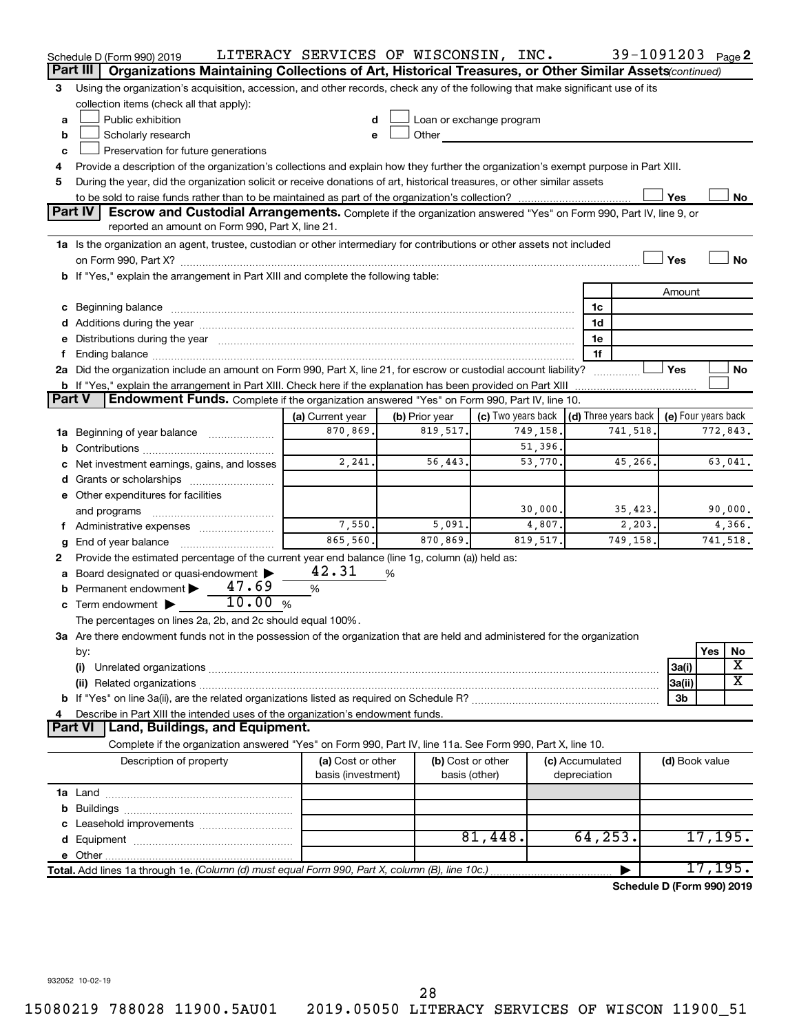Schedule D (Form 990) 2019 LITERACY SERVICES OF WISCONSIN, INC. 39-1091203 Page 2

## Part III Organizations Maintaining Collections of Art, Historical Treasures, or Other Similar Assets *(continued)*

3 Using the organization's acquisition, accession, and other records, check any of the following that make significant use of its collection items (check all that apply):

- a ☐ Public exhibition
- b ☐ Scholarly research
- c ☐ Preservation for future generations
- d ☐ Loan or exchange program
- e ☐ Other

4 Provide a description of the organization's collections and explain how they further the organization's exempt purpose in Part XIII.

5 During the year, did the organization solicit or receive donations of art, historical treasures, or other similar assets to be sold to raise funds rather than to be maintained as part of the organization's collection? ☐ Yes ☐ No

## Part IV Escrow and Custodial Arrangements.

Complete if the organization answered "Yes" on Form 990, Part IV, line 9, or reported an amount on Form 990, Part X, line 21.

1a Is the organization an agent, trustee, custodian or other intermediary for contributions or other assets not included on Form 990, Part X? ☐ Yes ☐ No

b If "Yes," explain the arrangement in Part XIII and complete the following table:

| | | Amount |
|---|---|---|
| c Beginning balance | 1c | |
| d Additions during the year | 1d | |
| e Distributions during the year | 1e | |
| f Ending balance | 1f | |

2a Did the organization include an amount on Form 990, Part X, line 21, for escrow or custodial account liability? ☐ Yes ☐ No

b If "Yes," explain the arrangement in Part XIII. Check here if the explanation has been provided on Part XIII ☐

## Part V Endowment Funds.

Complete if the organization answered "Yes" on Form 990, Part IV, line 10.

| | (a) Current year | (b) Prior year | (c) Two years back | (d) Three years back | (e) Four years back |
|---|---|---|---|---|---|
| 1a Beginning of year balance | 870,869. | 819,517. | 749,158. | 741,518. | 772,843. |
| b Contributions | | | 51,396. | | |
| c Net investment earnings, gains, and losses | 2,241. | 56,443. | 53,770. | 45,266. | 63,041. |
| d Grants or scholarships | | | | | |
| e Other expenditures for facilities and programs | | | 30,000. | 35,423. | 90,000. |
| f Administrative expenses | 7,550. | 5,091. | 4,807. | 2,203. | 4,366. |
| g End of year balance | 865,560. | 870,869. | 819,517. | 749,158. | 741,518. |

2 Provide the estimated percentage of the current year end balance (line 1g, column (a)) held as:

- a Board designated or quasi-endowment ▶ 42.31 %
- b Permanent endowment ▶ 47.69 %
- c Term endowment ▶ 10.00 %

The percentages on lines 2a, 2b, and 2c should equal 100%.

3a Are there endowment funds not in the possession of the organization that are held and administered for the organization by:

| | | Yes | No |
|---|---|---|---|
| (i) Unrelated organizations | 3a(i) | | X |
| (ii) Related organizations | 3a(ii) | | X |
| b If "Yes" on line 3a(ii), are the related organizations listed as required on Schedule R? | 3b | | |

4 Describe in Part XIII the intended uses of the organization's endowment funds.

## Part VI Land, Buildings, and Equipment.

Complete if the organization answered "Yes" on Form 990, Part IV, line 11a. See Form 990, Part X, line 10.

| Description of property | (a) Cost or other basis (investment) | (b) Cost or other basis (other) | (c) Accumulated depreciation | (d) Book value |
|---|---|---|---|---|
| 1a Land | | | | |
| b Buildings | | | | |
| c Leasehold improvements | | | | |
| d Equipment | | 81,448. | 64,253. | 17,195. |
| e Other | | | | |

Total. Add lines 1a through 1e. *(Column (d) must equal Form 990, Part X, column (B), line 10c.)* ▶ 17,195.

Schedule D (Form 990) 2019

932052 10-02-19

15080219 788028 11900.5AU01 2019.05050 LITERACY SERVICES OF WISCON 11900_51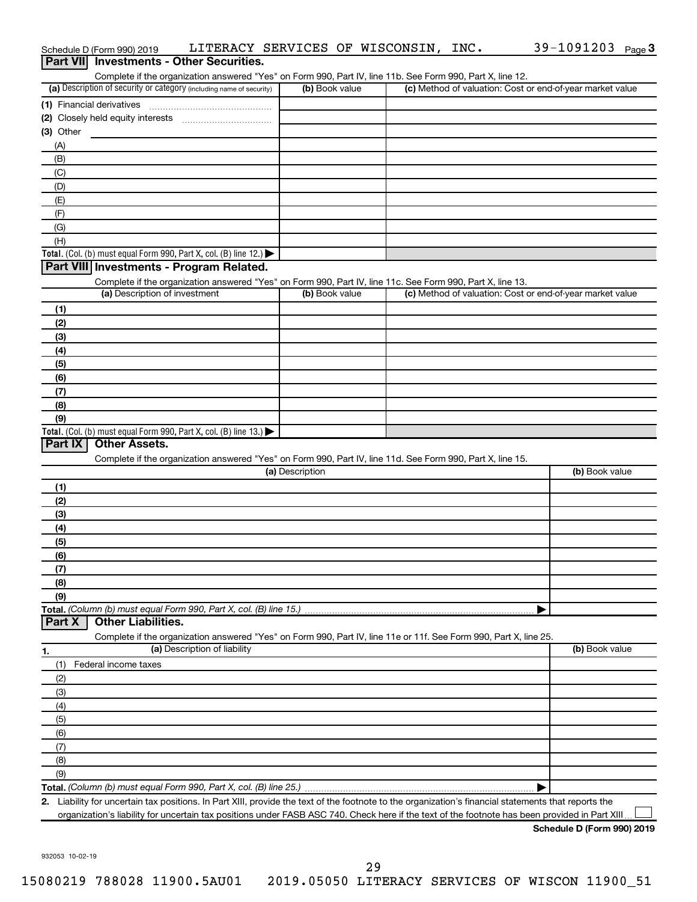Schedule D (Form 990) 2019 LITERACY SERVICES OF WISCONSIN, INC. 39-1091203

## Part VII Investments - Other Securities.

Complete if the organization answered "Yes" on Form 990, Part IV, line 11b. See Form 990, Part X, line 12.

| (a) Description of security or category (including name of security) | (b) Book value | (c) Method of valuation: Cost or end-of-year market value |
|---|---|---|
| (1) Financial derivatives | | |
| (2) Closely held equity interests | | |
| (3) Other | | |
| (A) | | |
| (B) | | |
| (C) | | |
| (D) | | |
| (E) | | |
| (F) | | |
| (G) | | |
| (H) | | |
| **Total.** (Col. (b) must equal Form 990, Part X, col. (B) line 12.) | | |

## Part VIII Investments - Program Related.

Complete if the organization answered "Yes" on Form 990, Part IV, line 11c. See Form 990, Part X, line 13.

| (a) Description of investment | (b) Book value | (c) Method of valuation: Cost or end-of-year market value |
|---|---|---|
| (1) | | |
| (2) | | |
| (3) | | |
| (4) | | |
| (5) | | |
| (6) | | |
| (7) | | |
| (8) | | |
| (9) | | |
| **Total.** (Col. (b) must equal Form 990, Part X, col. (B) line 13.) | | |

## Part IX Other Assets.

Complete if the organization answered "Yes" on Form 990, Part IV, line 11d. See Form 990, Part X, line 15.

| (a) Description | (b) Book value |
|---|---|
| (1) | |
| (2) | |
| (3) | |
| (4) | |
| (5) | |
| (6) | |
| (7) | |
| (8) | |
| (9) | |
| **Total.** *(Column (b) must equal Form 990, Part X, col. (B) line 15.)* | |

## Part X Other Liabilities.

Complete if the organization answered "Yes" on Form 990, Part IV, line 11e or 11f. See Form 990, Part X, line 25.

| 1. (a) Description of liability | (b) Book value |
|---|---|
| (1) Federal income taxes | |
| (2) | |
| (3) | |
| (4) | |
| (5) | |
| (6) | |
| (7) | |
| (8) | |
| (9) | |
| **Total.** *(Column (b) must equal Form 990, Part X, col. (B) line 25.)* | |

**2.** Liability for uncertain tax positions. In Part XIII, provide the text of the footnote to the organization's financial statements that reports the organization's liability for uncertain tax positions under FASB ASC 740. Check here if the text of the footnote has been provided in Part XIII ☐

**Schedule D (Form 990) 2019**

932053 10-02-19

15080219 788028 11900.5AU01 2019.05050 LITERACY SERVICES OF WISCON 11900_51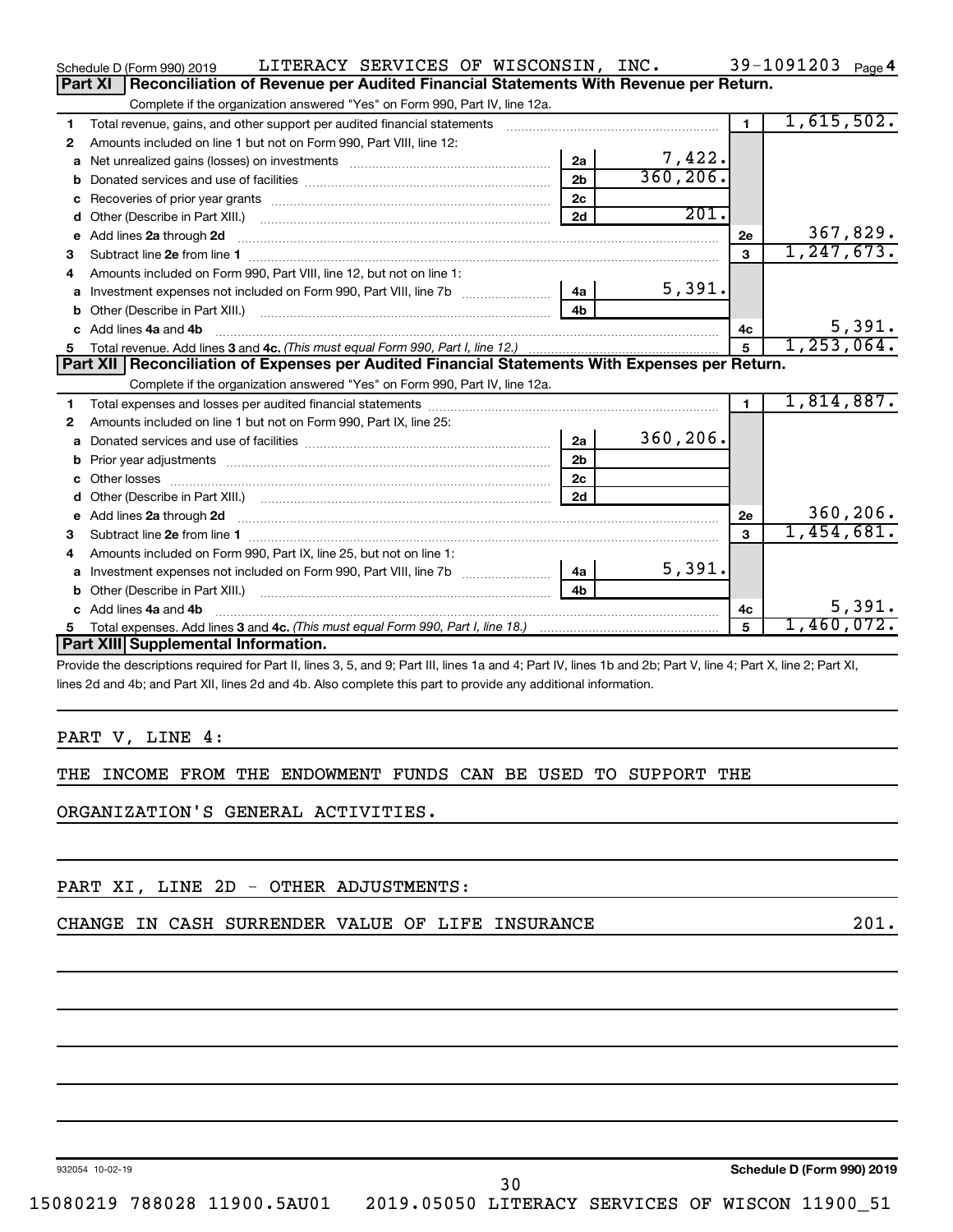Schedule D (Form 990) 2019 LITERACY SERVICES OF WISCONSIN, INC. 39-1091203 Page 4

## Part XI Reconciliation of Revenue per Audited Financial Statements With Revenue per Return.

Complete if the organization answered "Yes" on Form 990, Part IV, line 12a.

| | | | | | |
|---|---|---|---|---|---|
| 1 | Total revenue, gains, and other support per audited financial statements | | | 1 | 1,615,502. |
| 2 | Amounts included on line 1 but not on Form 990, Part VIII, line 12: | | | | |
| a | Net unrealized gains (losses) on investments | 2a | 7,422. | | |
| b | Donated services and use of facilities | 2b | 360,206. | | |
| c | Recoveries of prior year grants | 2c | | | |
| d | Other (Describe in Part XIII.) | 2d | 201. | | |
| e | Add lines 2a through 2d | | | 2e | 367,829. |
| 3 | Subtract line 2e from line 1 | | | 3 | 1,247,673. |
| 4 | Amounts included on Form 990, Part VIII, line 12, but not on line 1: | | | | |
| a | Investment expenses not included on Form 990, Part VIII, line 7b | 4a | 5,391. | | |
| b | Other (Describe in Part XIII.) | 4b | | | |
| c | Add lines 4a and 4b | | | 4c | 5,391. |
| 5 | Total revenue. Add lines 3 and 4c. *(This must equal Form 990, Part I, line 12.)* | | | 5 | 1,253,064. |

## Part XII Reconciliation of Expenses per Audited Financial Statements With Expenses per Return.

Complete if the organization answered "Yes" on Form 990, Part IV, line 12a.

| | | | | | |
|---|---|---|---|---|---|
| 1 | Total expenses and losses per audited financial statements | | | 1 | 1,814,887. |
| 2 | Amounts included on line 1 but not on Form 990, Part IX, line 25: | | | | |
| a | Donated services and use of facilities | 2a | 360,206. | | |
| b | Prior year adjustments | 2b | | | |
| c | Other losses | 2c | | | |
| d | Other (Describe in Part XIII.) | 2d | | | |
| e | Add lines 2a through 2d | | | 2e | 360,206. |
| 3 | Subtract line 2e from line 1 | | | 3 | 1,454,681. |
| 4 | Amounts included on Form 990, Part IX, line 25, but not on line 1: | | | | |
| a | Investment expenses not included on Form 990, Part VIII, line 7b | 4a | 5,391. | | |
| b | Other (Describe in Part XIII.) | 4b | | | |
| c | Add lines 4a and 4b | | | 4c | 5,391. |
| 5 | Total expenses. Add lines 3 and 4c. *(This must equal Form 990, Part I, line 18.)* | | | 5 | 1,460,072. |

## Part XIII Supplemental Information.

Provide the descriptions required for Part II, lines 3, 5, and 9; Part III, lines 1a and 4; Part IV, lines 1b and 2b; Part V, line 4; Part X, line 2; Part XI, lines 2d and 4b; and Part XII, lines 2d and 4b. Also complete this part to provide any additional information.

PART V, LINE 4:

THE INCOME FROM THE ENDOWMENT FUNDS CAN BE USED TO SUPPORT THE ORGANIZATION'S GENERAL ACTIVITIES.

PART XI, LINE 2D - OTHER ADJUSTMENTS:

CHANGE IN CASH SURRENDER VALUE OF LIFE INSURANCE 201.

932054 10-02-19 Schedule D (Form 990) 2019

15080219 788028 11900.5AU01 2019.05050 LITERACY SERVICES OF WISCON 11900_51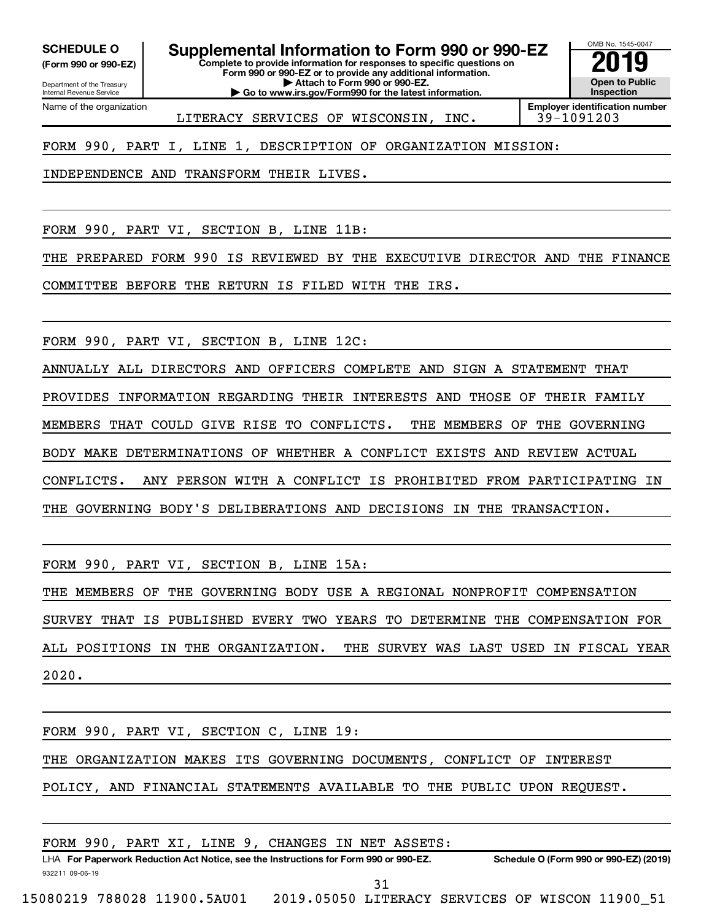**SCHEDULE O**
**(Form 990 or 990-EZ)**

Department of the Treasury
Internal Revenue Service

# Supplemental Information to Form 990 or 990-EZ

**Complete to provide information for responses to specific questions on Form 990 or 990-EZ or to provide any additional information.**
**▶ Attach to Form 990 or 990-EZ.**
**▶ Go to www.irs.gov/Form990 for the latest information.**

OMB No. 1545-0047
**2019**
**Open to Public Inspection**

Name of the organization: LITERACY SERVICES OF WISCONSIN, INC.
**Employer identification number:** 39-1091203

FORM 990, PART I, LINE 1, DESCRIPTION OF ORGANIZATION MISSION:

INDEPENDENCE AND TRANSFORM THEIR LIVES.

FORM 990, PART VI, SECTION B, LINE 11B:

THE PREPARED FORM 990 IS REVIEWED BY THE EXECUTIVE DIRECTOR AND THE FINANCE COMMITTEE BEFORE THE RETURN IS FILED WITH THE IRS.

FORM 990, PART VI, SECTION B, LINE 12C:

ANNUALLY ALL DIRECTORS AND OFFICERS COMPLETE AND SIGN A STATEMENT THAT PROVIDES INFORMATION REGARDING THEIR INTERESTS AND THOSE OF THEIR FAMILY MEMBERS THAT COULD GIVE RISE TO CONFLICTS. THE MEMBERS OF THE GOVERNING BODY MAKE DETERMINATIONS OF WHETHER A CONFLICT EXISTS AND REVIEW ACTUAL CONFLICTS. ANY PERSON WITH A CONFLICT IS PROHIBITED FROM PARTICIPATING IN THE GOVERNING BODY'S DELIBERATIONS AND DECISIONS IN THE TRANSACTION.

FORM 990, PART VI, SECTION B, LINE 15A:

THE MEMBERS OF THE GOVERNING BODY USE A REGIONAL NONPROFIT COMPENSATION SURVEY THAT IS PUBLISHED EVERY TWO YEARS TO DETERMINE THE COMPENSATION FOR ALL POSITIONS IN THE ORGANIZATION. THE SURVEY WAS LAST USED IN FISCAL YEAR 2020.

FORM 990, PART VI, SECTION C, LINE 19:

THE ORGANIZATION MAKES ITS GOVERNING DOCUMENTS, CONFLICT OF INTEREST POLICY, AND FINANCIAL STATEMENTS AVAILABLE TO THE PUBLIC UPON REQUEST.

FORM 990, PART XI, LINE 9, CHANGES IN NET ASSETS:

LHA **For Paperwork Reduction Act Notice, see the Instructions for Form 990 or 990-EZ.** **Schedule O (Form 990 or 990-EZ) (2019)**
932211 09-06-19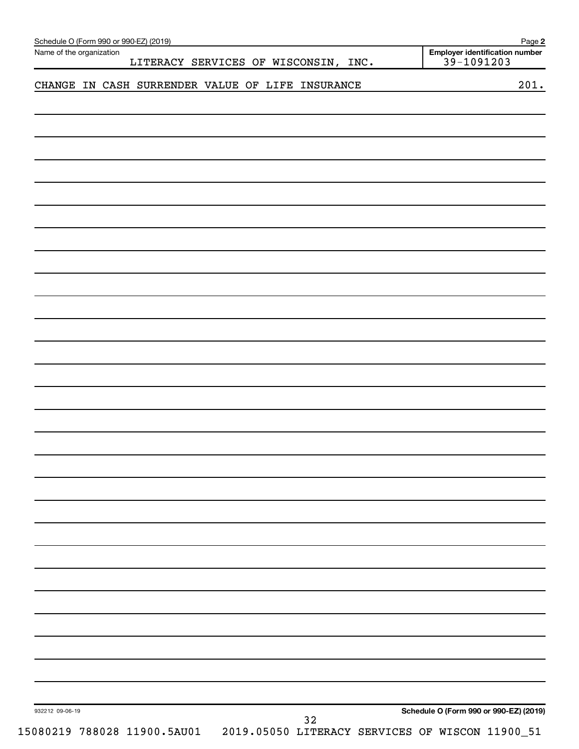Schedule O (Form 990 or 990-EZ) (2019)

Name of the organization: LITERACY SERVICES OF WISCONSIN, INC.

Employer identification number: 39-1091203

| | |
|---|---|
| CHANGE IN CASH SURRENDER VALUE OF LIFE INSURANCE | 201. |

932212 09-06-19

Schedule O (Form 990 or 990-EZ) (2019)

15080219 788028 11900.5AU01 2019.05050 LITERACY SERVICES OF WISCON 11900_51